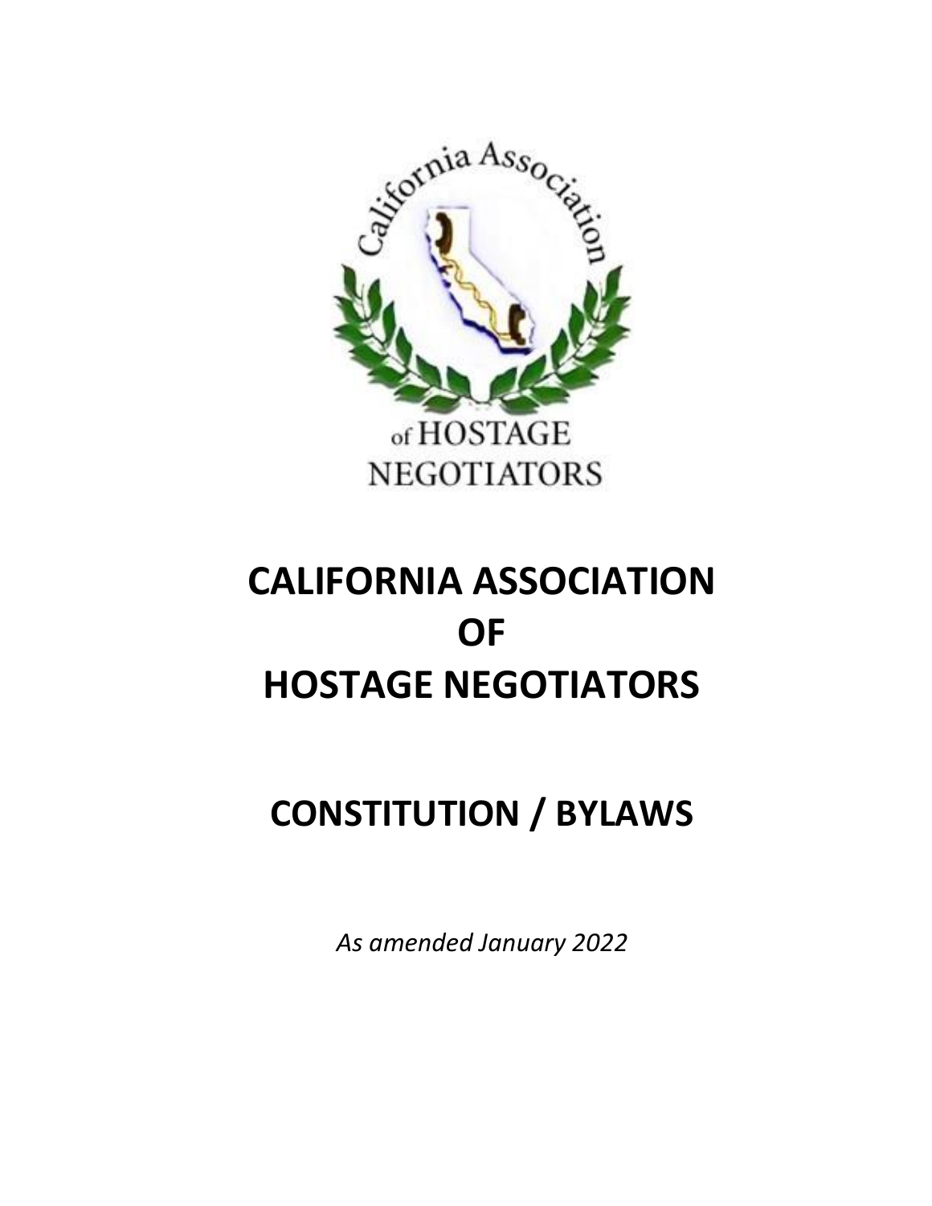# CALIFORNIA ASSOCIATION OF HOSTAGE NEGOTIATORS

# CONSTITUTION / BYLAWS

*As amended January 2022*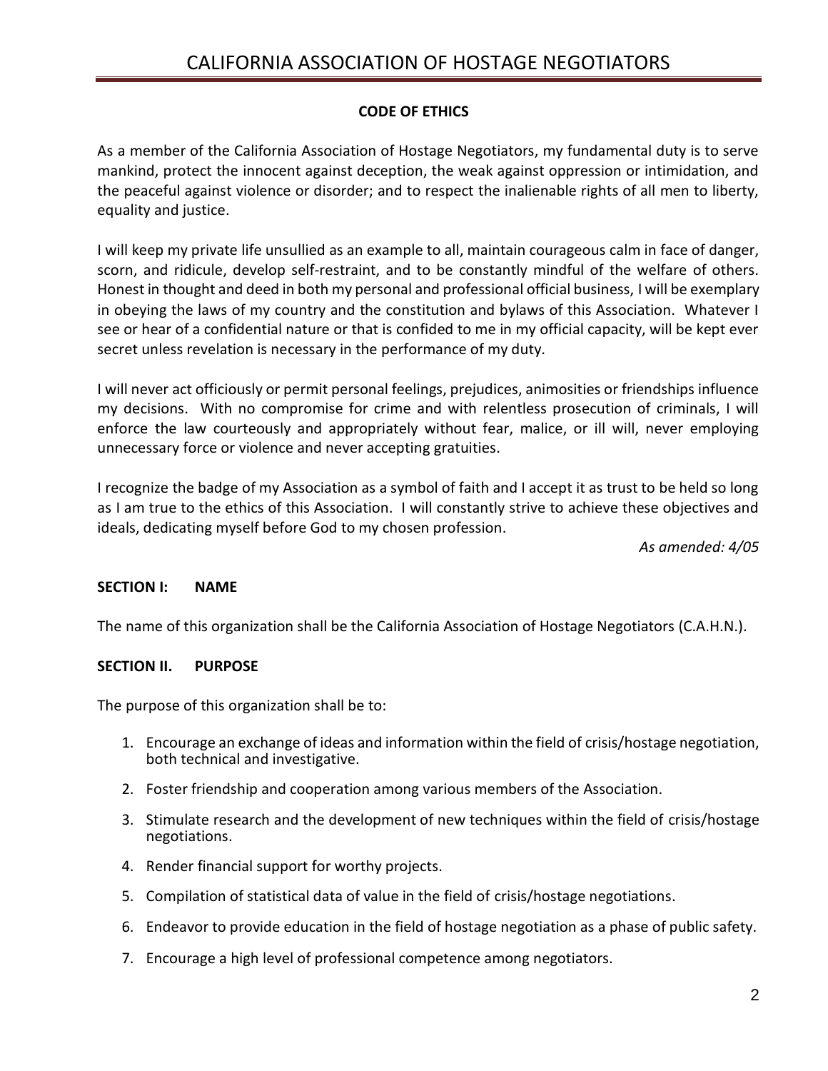## CODE OF ETHICS

As a member of the California Association of Hostage Negotiators, my fundamental duty is to serve mankind, protect the innocent against deception, the weak against oppression or intimidation, and the peaceful against violence or disorder; and to respect the inalienable rights of all men to liberty, equality and justice.

I will keep my private life unsullied as an example to all, maintain courageous calm in face of danger, scorn, and ridicule, develop self-restraint, and to be constantly mindful of the welfare of others. Honest in thought and deed in both my personal and professional official business, I will be exemplary in obeying the laws of my country and the constitution and bylaws of this Association. Whatever I see or hear of a confidential nature or that is confided to me in my official capacity, will be kept ever secret unless revelation is necessary in the performance of my duty.

I will never act officiously or permit personal feelings, prejudices, animosities or friendships influence my decisions. With no compromise for crime and with relentless prosecution of criminals, I will enforce the law courteously and appropriately without fear, malice, or ill will, never employing unnecessary force or violence and never accepting gratuities.

I recognize the badge of my Association as a symbol of faith and I accept it as trust to be held so long as I am true to the ethics of this Association. I will constantly strive to achieve these objectives and ideals, dedicating myself before God to my chosen profession.

*As amended: 4/05*

### SECTION I: NAME

The name of this organization shall be the California Association of Hostage Negotiators (C.A.H.N.).

### SECTION II. PURPOSE

The purpose of this organization shall be to:

1. Encourage an exchange of ideas and information within the field of crisis/hostage negotiation, both technical and investigative.
2. Foster friendship and cooperation among various members of the Association.
3. Stimulate research and the development of new techniques within the field of crisis/hostage negotiations.
4. Render financial support for worthy projects.
5. Compilation of statistical data of value in the field of crisis/hostage negotiations.
6. Endeavor to provide education in the field of hostage negotiation as a phase of public safety.
7. Encourage a high level of professional competence among negotiators.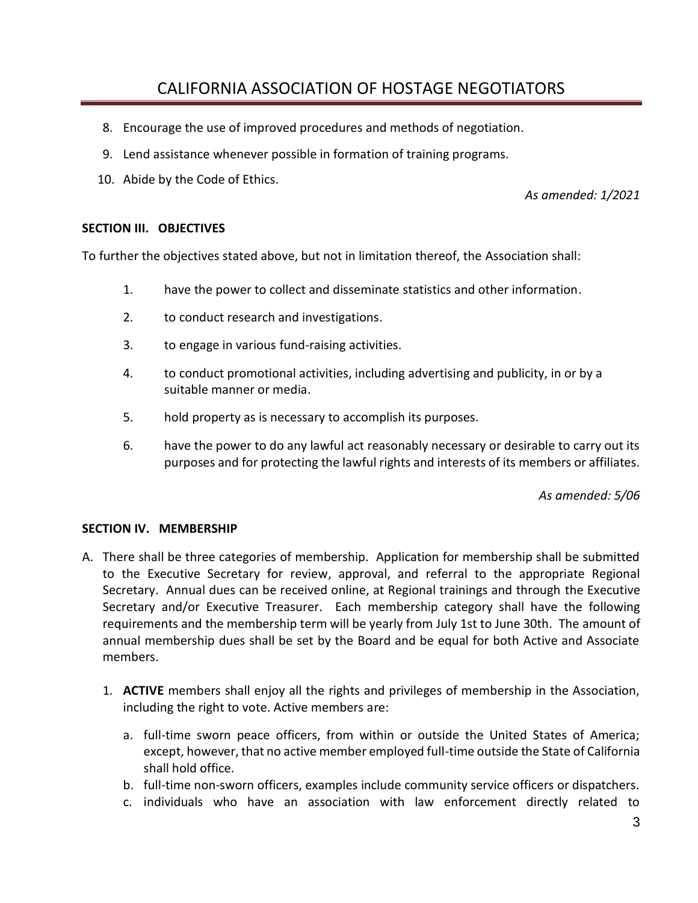8. Encourage the use of improved procedures and methods of negotiation.
9. Lend assistance whenever possible in formation of training programs.
10. Abide by the Code of Ethics.

*As amended: 1/2021*

**SECTION III. OBJECTIVES**

To further the objectives stated above, but not in limitation thereof, the Association shall:

1. have the power to collect and disseminate statistics and other information.
2. to conduct research and investigations.
3. to engage in various fund-raising activities.
4. to conduct promotional activities, including advertising and publicity, in or by a suitable manner or media.
5. hold property as is necessary to accomplish its purposes.
6. have the power to do any lawful act reasonably necessary or desirable to carry out its purposes and for protecting the lawful rights and interests of its members or affiliates.

*As amended: 5/06*

**SECTION IV. MEMBERSHIP**

A. There shall be three categories of membership. Application for membership shall be submitted to the Executive Secretary for review, approval, and referral to the appropriate Regional Secretary. Annual dues can be received online, at Regional trainings and through the Executive Secretary and/or Executive Treasurer. Each membership category shall have the following requirements and the membership term will be yearly from July 1st to June 30th. The amount of annual membership dues shall be set by the Board and be equal for both Active and Associate members.

   1. **ACTIVE** members shall enjoy all the rights and privileges of membership in the Association, including the right to vote. Active members are:

      a. full-time sworn peace officers, from within or outside the United States of America; except, however, that no active member employed full-time outside the State of California shall hold office.
      b. full-time non-sworn officers, examples include community service officers or dispatchers.
      c. individuals who have an association with law enforcement directly related to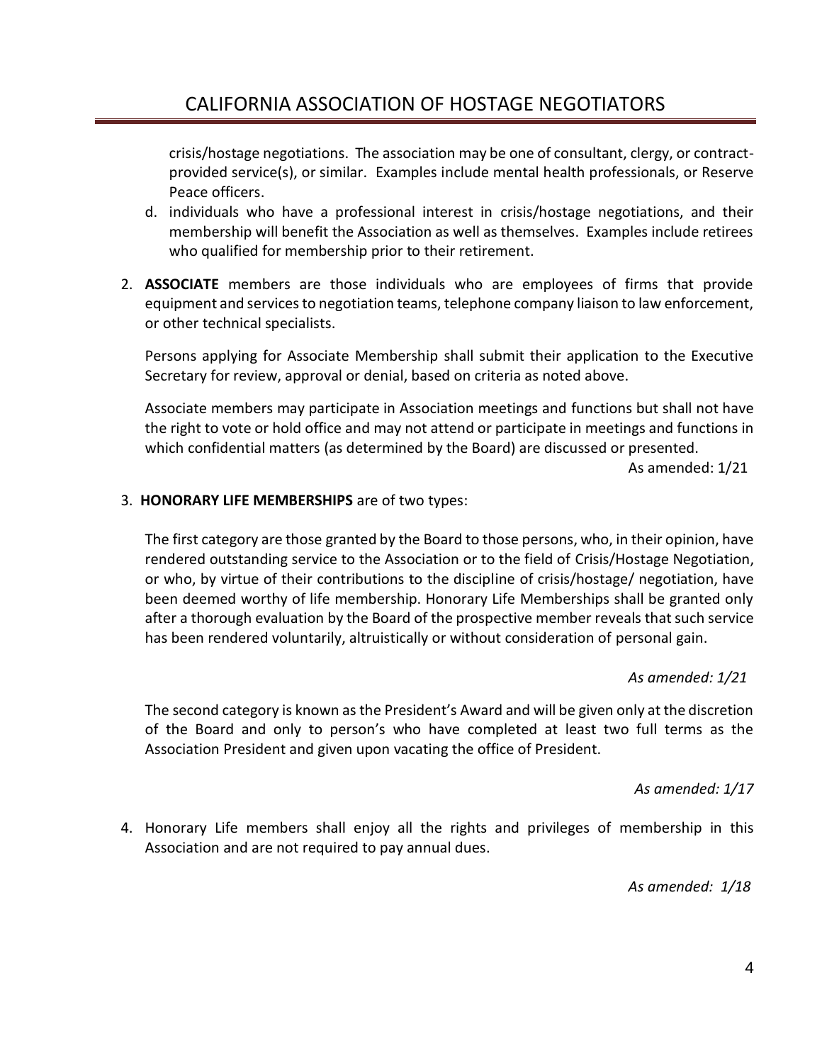crisis/hostage negotiations. The association may be one of consultant, clergy, or contract-provided service(s), or similar. Examples include mental health professionals, or Reserve Peace officers.

d. individuals who have a professional interest in crisis/hostage negotiations, and their membership will benefit the Association as well as themselves. Examples include retirees who qualified for membership prior to their retirement.

2. **ASSOCIATE** members are those individuals who are employees of firms that provide equipment and services to negotiation teams, telephone company liaison to law enforcement, or other technical specialists.

   Persons applying for Associate Membership shall submit their application to the Executive Secretary for review, approval or denial, based on criteria as noted above.

   Associate members may participate in Association meetings and functions but shall not have the right to vote or hold office and may not attend or participate in meetings and functions in which confidential matters (as determined by the Board) are discussed or presented.

   As amended: 1/21

3. **HONORARY LIFE MEMBERSHIPS** are of two types:

   The first category are those granted by the Board to those persons, who, in their opinion, have rendered outstanding service to the Association or to the field of Crisis/Hostage Negotiation, or who, by virtue of their contributions to the discipline of crisis/hostage/ negotiation, have been deemed worthy of life membership. Honorary Life Memberships shall be granted only after a thorough evaluation by the Board of the prospective member reveals that such service has been rendered voluntarily, altruistically or without consideration of personal gain.

   *As amended: 1/21*

   The second category is known as the President's Award and will be given only at the discretion of the Board and only to person's who have completed at least two full terms as the Association President and given upon vacating the office of President.

   *As amended: 1/17*

4. Honorary Life members shall enjoy all the rights and privileges of membership in this Association and are not required to pay annual dues.

   *As amended: 1/18*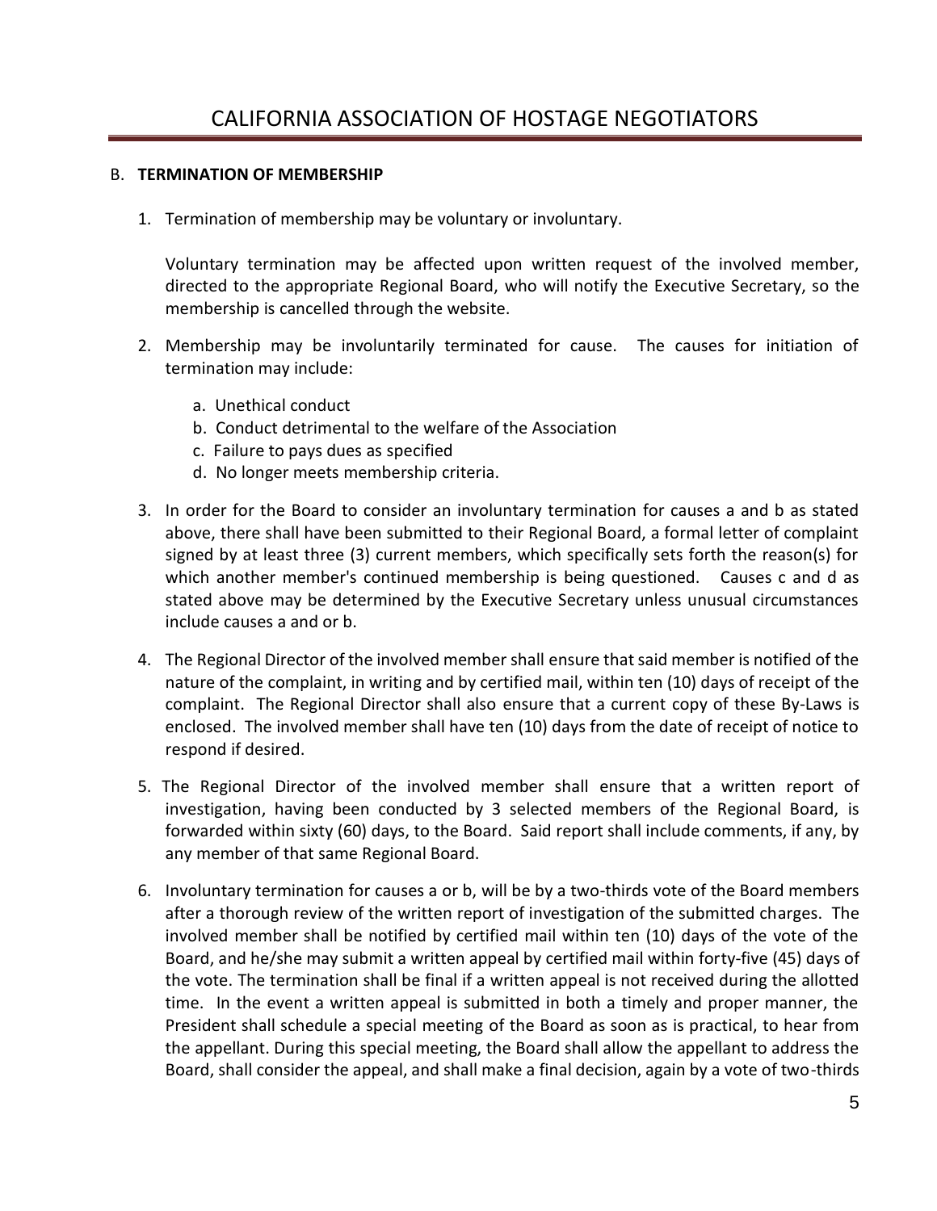### B. **TERMINATION OF MEMBERSHIP**

1. Termination of membership may be voluntary or involuntary.

   Voluntary termination may be affected upon written request of the involved member, directed to the appropriate Regional Board, who will notify the Executive Secretary, so the membership is cancelled through the website.

2. Membership may be involuntarily terminated for cause. The causes for initiation of termination may include:

   a. Unethical conduct
   b. Conduct detrimental to the welfare of the Association
   c. Failure to pays dues as specified
   d. No longer meets membership criteria.

3. In order for the Board to consider an involuntary termination for causes a and b as stated above, there shall have been submitted to their Regional Board, a formal letter of complaint signed by at least three (3) current members, which specifically sets forth the reason(s) for which another member's continued membership is being questioned. Causes c and d as stated above may be determined by the Executive Secretary unless unusual circumstances include causes a and or b.

4. The Regional Director of the involved member shall ensure that said member is notified of the nature of the complaint, in writing and by certified mail, within ten (10) days of receipt of the complaint. The Regional Director shall also ensure that a current copy of these By-Laws is enclosed. The involved member shall have ten (10) days from the date of receipt of notice to respond if desired.

5. The Regional Director of the involved member shall ensure that a written report of investigation, having been conducted by 3 selected members of the Regional Board, is forwarded within sixty (60) days, to the Board. Said report shall include comments, if any, by any member of that same Regional Board.

6. Involuntary termination for causes a or b, will be by a two-thirds vote of the Board members after a thorough review of the written report of investigation of the submitted charges. The involved member shall be notified by certified mail within ten (10) days of the vote of the Board, and he/she may submit a written appeal by certified mail within forty-five (45) days of the vote. The termination shall be final if a written appeal is not received during the allotted time. In the event a written appeal is submitted in both a timely and proper manner, the President shall schedule a special meeting of the Board as soon as is practical, to hear from the appellant. During this special meeting, the Board shall allow the appellant to address the Board, shall consider the appeal, and shall make a final decision, again by a vote of two-thirds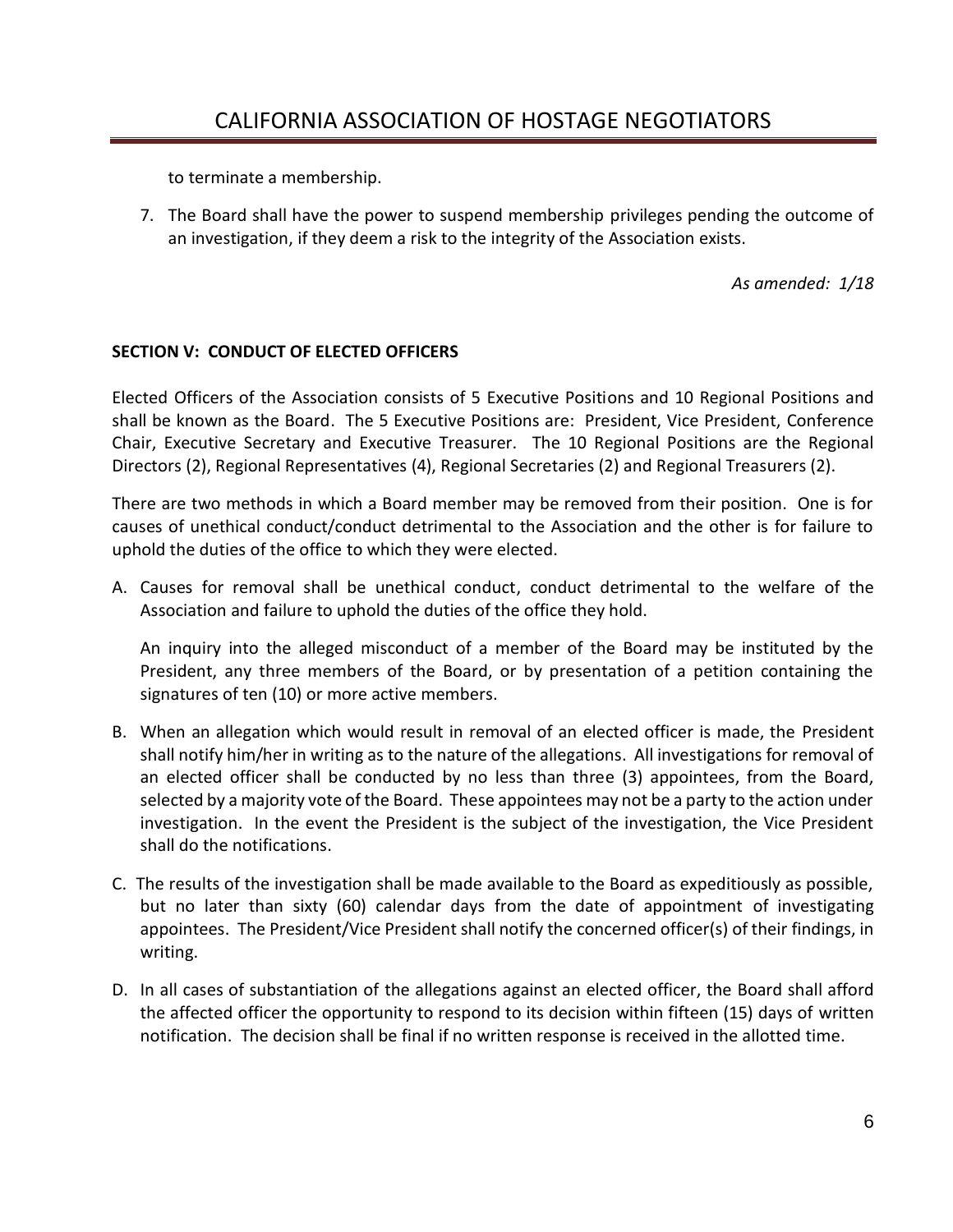to terminate a membership.

7. The Board shall have the power to suspend membership privileges pending the outcome of an investigation, if they deem a risk to the integrity of the Association exists.

*As amended: 1/18*

**SECTION V: CONDUCT OF ELECTED OFFICERS**

Elected Officers of the Association consists of 5 Executive Positions and 10 Regional Positions and shall be known as the Board. The 5 Executive Positions are: President, Vice President, Conference Chair, Executive Secretary and Executive Treasurer. The 10 Regional Positions are the Regional Directors (2), Regional Representatives (4), Regional Secretaries (2) and Regional Treasurers (2).

There are two methods in which a Board member may be removed from their position. One is for causes of unethical conduct/conduct detrimental to the Association and the other is for failure to uphold the duties of the office to which they were elected.

A. Causes for removal shall be unethical conduct, conduct detrimental to the welfare of the Association and failure to uphold the duties of the office they hold.

   An inquiry into the alleged misconduct of a member of the Board may be instituted by the President, any three members of the Board, or by presentation of a petition containing the signatures of ten (10) or more active members.

B. When an allegation which would result in removal of an elected officer is made, the President shall notify him/her in writing as to the nature of the allegations. All investigations for removal of an elected officer shall be conducted by no less than three (3) appointees, from the Board, selected by a majority vote of the Board. These appointees may not be a party to the action under investigation. In the event the President is the subject of the investigation, the Vice President shall do the notifications.

C. The results of the investigation shall be made available to the Board as expeditiously as possible, but no later than sixty (60) calendar days from the date of appointment of investigating appointees. The President/Vice President shall notify the concerned officer(s) of their findings, in writing.

D. In all cases of substantiation of the allegations against an elected officer, the Board shall afford the affected officer the opportunity to respond to its decision within fifteen (15) days of written notification. The decision shall be final if no written response is received in the allotted time.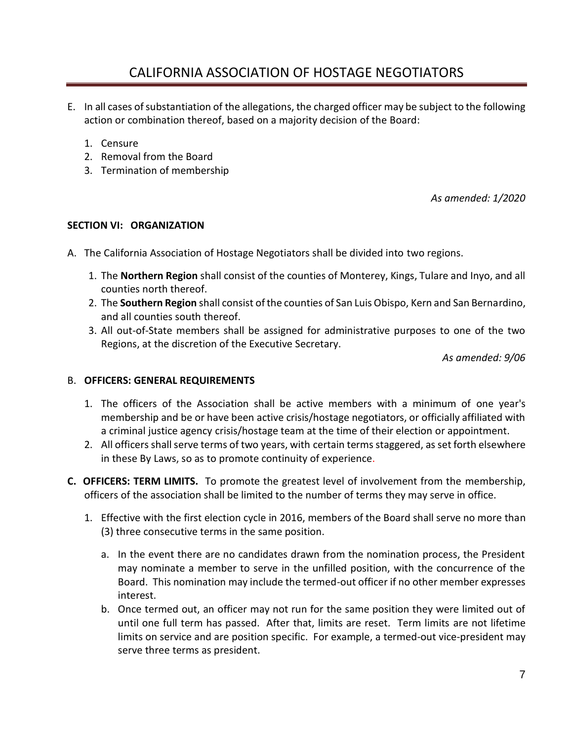E. In all cases of substantiation of the allegations, the charged officer may be subject to the following action or combination thereof, based on a majority decision of the Board:

   1. Censure
   2. Removal from the Board
   3. Termination of membership

*As amended: 1/2020*

**SECTION VI: ORGANIZATION**

A. The California Association of Hostage Negotiators shall be divided into two regions.

   1. The **Northern Region** shall consist of the counties of Monterey, Kings, Tulare and Inyo, and all counties north thereof.
   2. The **Southern Region** shall consist of the counties of San Luis Obispo, Kern and San Bernardino, and all counties south thereof.
   3. All out-of-State members shall be assigned for administrative purposes to one of the two Regions, at the discretion of the Executive Secretary.

*As amended: 9/06*

B. **OFFICERS: GENERAL REQUIREMENTS**

   1. The officers of the Association shall be active members with a minimum of one year's membership and be or have been active crisis/hostage negotiators, or officially affiliated with a criminal justice agency crisis/hostage team at the time of their election or appointment.
   2. All officers shall serve terms of two years, with certain terms staggered, as set forth elsewhere in these By Laws, so as to promote continuity of experience.

**C. OFFICERS: TERM LIMITS.** To promote the greatest level of involvement from the membership, officers of the association shall be limited to the number of terms they may serve in office.

   1. Effective with the first election cycle in 2016, members of the Board shall serve no more than (3) three consecutive terms in the same position.

      a. In the event there are no candidates drawn from the nomination process, the President may nominate a member to serve in the unfilled position, with the concurrence of the Board. This nomination may include the termed-out officer if no other member expresses interest.

      b. Once termed out, an officer may not run for the same position they were limited out of until one full term has passed. After that, limits are reset. Term limits are not lifetime limits on service and are position specific. For example, a termed-out vice-president may serve three terms as president.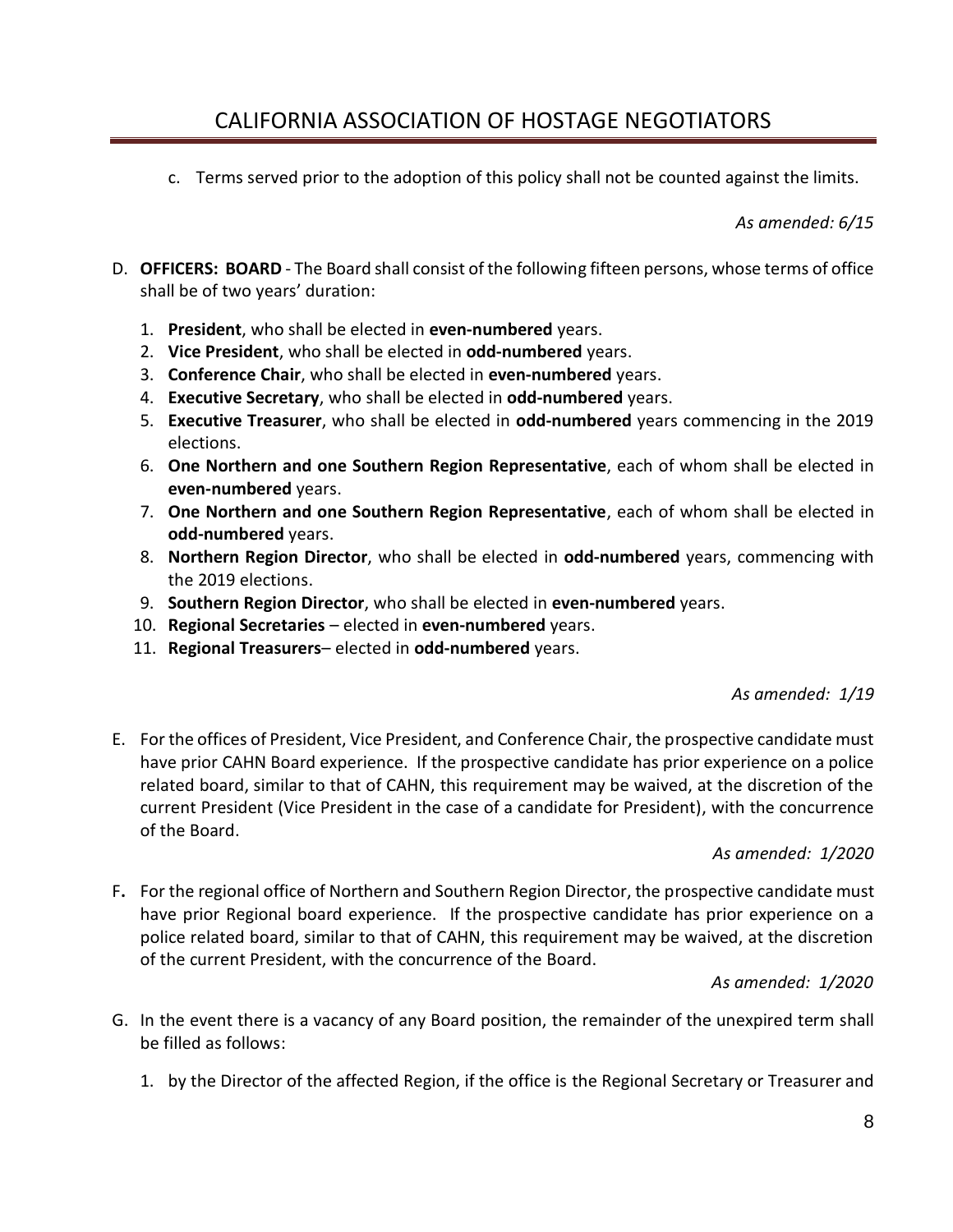c. Terms served prior to the adoption of this policy shall not be counted against the limits.

*As amended: 6/15*

D. **OFFICERS: BOARD** - The Board shall consist of the following fifteen persons, whose terms of office shall be of two years' duration:

1. **President**, who shall be elected in **even-numbered** years.
2. **Vice President**, who shall be elected in **odd-numbered** years.
3. **Conference Chair**, who shall be elected in **even-numbered** years.
4. **Executive Secretary**, who shall be elected in **odd-numbered** years.
5. **Executive Treasurer**, who shall be elected in **odd-numbered** years commencing in the 2019 elections.
6. **One Northern and one Southern Region Representative**, each of whom shall be elected in **even-numbered** years.
7. **One Northern and one Southern Region Representative**, each of whom shall be elected in **odd-numbered** years.
8. **Northern Region Director**, who shall be elected in **odd-numbered** years, commencing with the 2019 elections.
9. **Southern Region Director**, who shall be elected in **even-numbered** years.
10. **Regional Secretaries** – elected in **even-numbered** years.
11. **Regional Treasurers**– elected in **odd-numbered** years.

*As amended: 1/19*

E. For the offices of President, Vice President, and Conference Chair, the prospective candidate must have prior CAHN Board experience. If the prospective candidate has prior experience on a police related board, similar to that of CAHN, this requirement may be waived, at the discretion of the current President (Vice President in the case of a candidate for President), with the concurrence of the Board.

*As amended: 1/2020*

F**.** For the regional office of Northern and Southern Region Director, the prospective candidate must have prior Regional board experience. If the prospective candidate has prior experience on a police related board, similar to that of CAHN, this requirement may be waived, at the discretion of the current President, with the concurrence of the Board.

*As amended: 1/2020*

G. In the event there is a vacancy of any Board position, the remainder of the unexpired term shall be filled as follows:

1. by the Director of the affected Region, if the office is the Regional Secretary or Treasurer and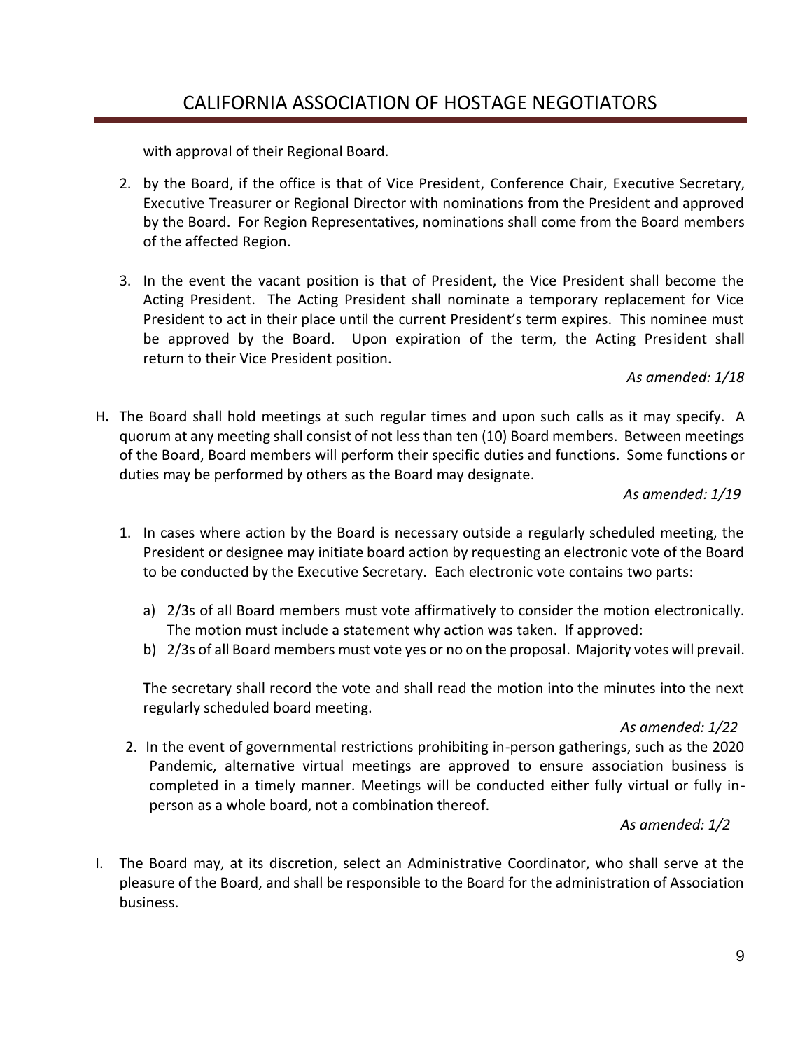with approval of their Regional Board.

2. by the Board, if the office is that of Vice President, Conference Chair, Executive Secretary, Executive Treasurer or Regional Director with nominations from the President and approved by the Board. For Region Representatives, nominations shall come from the Board members of the affected Region.

3. In the event the vacant position is that of President, the Vice President shall become the Acting President. The Acting President shall nominate a temporary replacement for Vice President to act in their place until the current President's term expires. This nominee must be approved by the Board. Upon expiration of the term, the Acting President shall return to their Vice President position.

*As amended: 1/18*

H. The Board shall hold meetings at such regular times and upon such calls as it may specify. A quorum at any meeting shall consist of not less than ten (10) Board members. Between meetings of the Board, Board members will perform their specific duties and functions. Some functions or duties may be performed by others as the Board may designate.

*As amended: 1/19*

1. In cases where action by the Board is necessary outside a regularly scheduled meeting, the President or designee may initiate board action by requesting an electronic vote of the Board to be conducted by the Executive Secretary. Each electronic vote contains two parts:

   a) 2/3s of all Board members must vote affirmatively to consider the motion electronically. The motion must include a statement why action was taken. If approved:
   b) 2/3s of all Board members must vote yes or no on the proposal. Majority votes will prevail.

   The secretary shall record the vote and shall read the motion into the minutes into the next regularly scheduled board meeting.

*As amended: 1/22*

2. In the event of governmental restrictions prohibiting in-person gatherings, such as the 2020 Pandemic, alternative virtual meetings are approved to ensure association business is completed in a timely manner. Meetings will be conducted either fully virtual or fully in-person as a whole board, not a combination thereof.

*As amended: 1/2*

I. The Board may, at its discretion, select an Administrative Coordinator, who shall serve at the pleasure of the Board, and shall be responsible to the Board for the administration of Association business.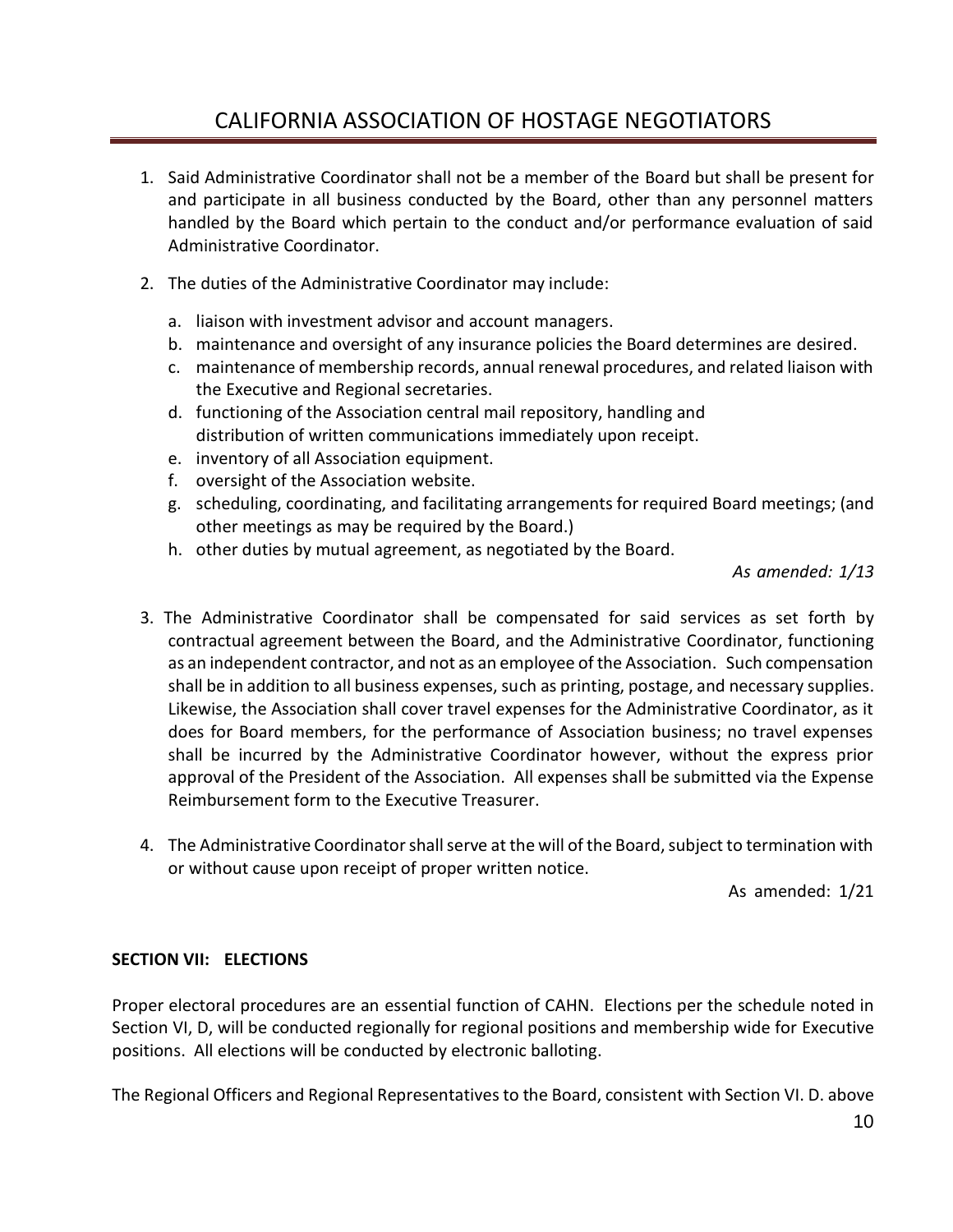1. Said Administrative Coordinator shall not be a member of the Board but shall be present for and participate in all business conducted by the Board, other than any personnel matters handled by the Board which pertain to the conduct and/or performance evaluation of said Administrative Coordinator.

2. The duties of the Administrative Coordinator may include:

   a. liaison with investment advisor and account managers.
   b. maintenance and oversight of any insurance policies the Board determines are desired.
   c. maintenance of membership records, annual renewal procedures, and related liaison with the Executive and Regional secretaries.
   d. functioning of the Association central mail repository, handling and distribution of written communications immediately upon receipt.
   e. inventory of all Association equipment.
   f. oversight of the Association website.
   g. scheduling, coordinating, and facilitating arrangements for required Board meetings; (and other meetings as may be required by the Board.)
   h. other duties by mutual agreement, as negotiated by the Board.

*As amended: 1/13*

3. The Administrative Coordinator shall be compensated for said services as set forth by contractual agreement between the Board, and the Administrative Coordinator, functioning as an independent contractor, and not as an employee of the Association. Such compensation shall be in addition to all business expenses, such as printing, postage, and necessary supplies. Likewise, the Association shall cover travel expenses for the Administrative Coordinator, as it does for Board members, for the performance of Association business; no travel expenses shall be incurred by the Administrative Coordinator however, without the express prior approval of the President of the Association. All expenses shall be submitted via the Expense Reimbursement form to the Executive Treasurer.

4. The Administrative Coordinator shall serve at the will of the Board, subject to termination with or without cause upon receipt of proper written notice.

As amended: 1/21

**SECTION VII: ELECTIONS**

Proper electoral procedures are an essential function of CAHN. Elections per the schedule noted in Section VI, D, will be conducted regionally for regional positions and membership wide for Executive positions. All elections will be conducted by electronic balloting.

The Regional Officers and Regional Representatives to the Board, consistent with Section VI. D. above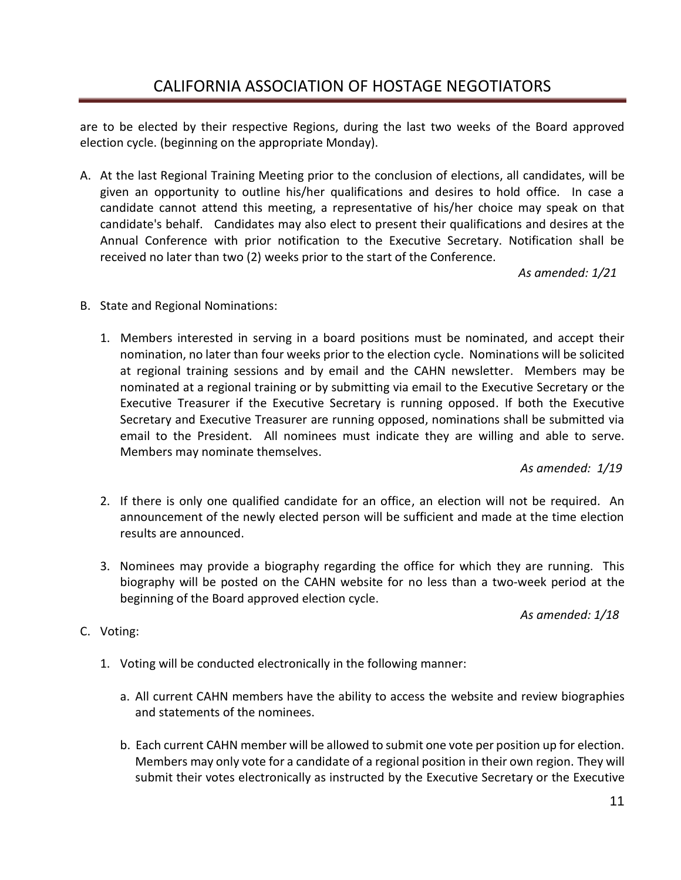are to be elected by their respective Regions, during the last two weeks of the Board approved election cycle. (beginning on the appropriate Monday).

A. At the last Regional Training Meeting prior to the conclusion of elections, all candidates, will be given an opportunity to outline his/her qualifications and desires to hold office. In case a candidate cannot attend this meeting, a representative of his/her choice may speak on that candidate's behalf. Candidates may also elect to present their qualifications and desires at the Annual Conference with prior notification to the Executive Secretary. Notification shall be received no later than two (2) weeks prior to the start of the Conference.

   *As amended: 1/21*

B. State and Regional Nominations:

   1. Members interested in serving in a board positions must be nominated, and accept their nomination, no later than four weeks prior to the election cycle. Nominations will be solicited at regional training sessions and by email and the CAHN newsletter. Members may be nominated at a regional training or by submitting via email to the Executive Secretary or the Executive Treasurer if the Executive Secretary is running opposed. If both the Executive Secretary and Executive Treasurer are running opposed, nominations shall be submitted via email to the President. All nominees must indicate they are willing and able to serve. Members may nominate themselves.

      *As amended: 1/19*

   2. If there is only one qualified candidate for an office, an election will not be required. An announcement of the newly elected person will be sufficient and made at the time election results are announced.

   3. Nominees may provide a biography regarding the office for which they are running. This biography will be posted on the CAHN website for no less than a two-week period at the beginning of the Board approved election cycle.

      *As amended: 1/18*

C. Voting:

   1. Voting will be conducted electronically in the following manner:

      a. All current CAHN members have the ability to access the website and review biographies and statements of the nominees.

      b. Each current CAHN member will be allowed to submit one vote per position up for election. Members may only vote for a candidate of a regional position in their own region. They will submit their votes electronically as instructed by the Executive Secretary or the Executive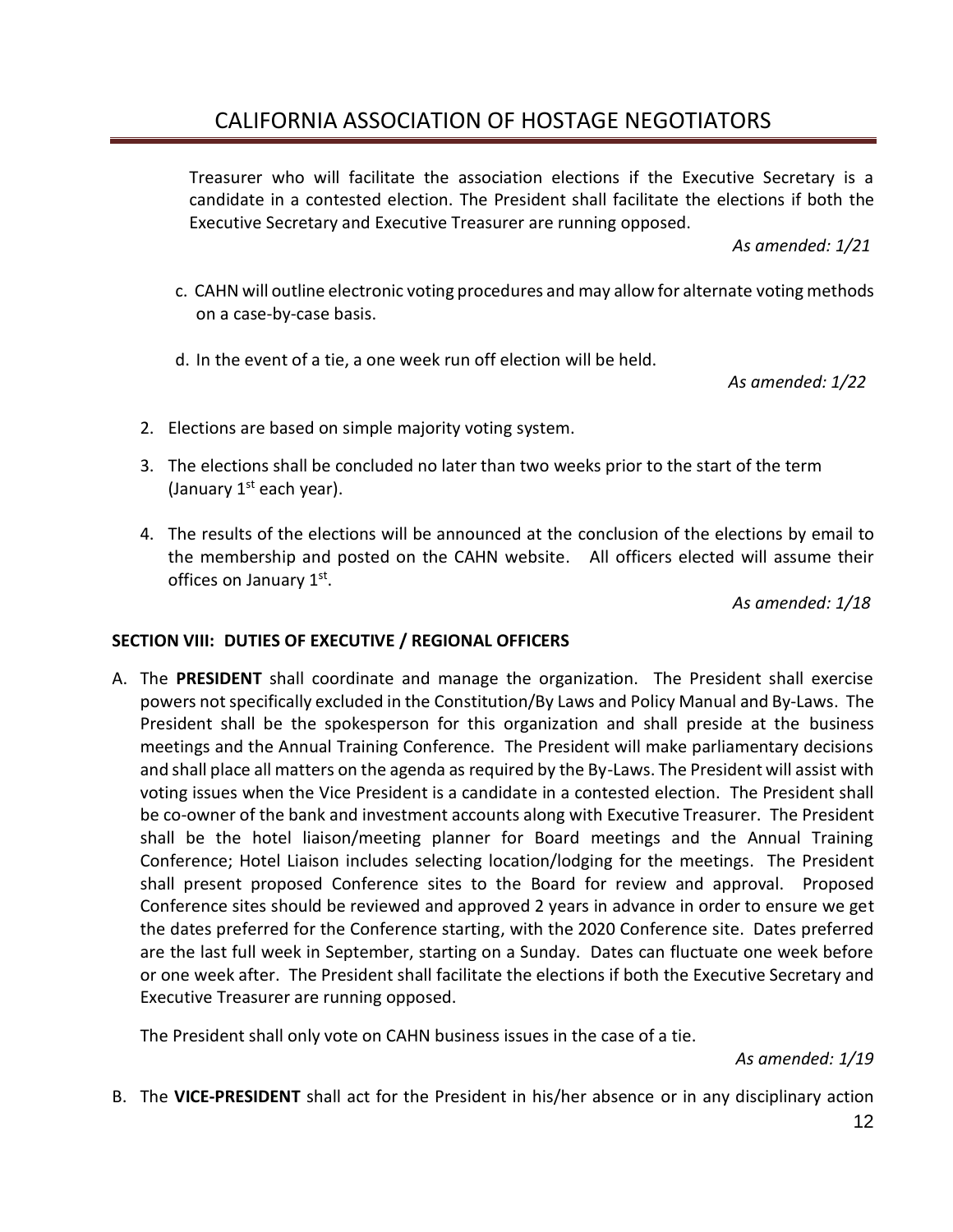Treasurer who will facilitate the association elections if the Executive Secretary is a candidate in a contested election. The President shall facilitate the elections if both the Executive Secretary and Executive Treasurer are running opposed.

*As amended: 1/21*

c. CAHN will outline electronic voting procedures and may allow for alternate voting methods on a case-by-case basis.

d. In the event of a tie, a one week run off election will be held.

*As amended: 1/22*

2. Elections are based on simple majority voting system.
3. The elections shall be concluded no later than two weeks prior to the start of the term (January 1st each year).
4. The results of the elections will be announced at the conclusion of the elections by email to the membership and posted on the CAHN website. All officers elected will assume their offices on January 1st.

*As amended: 1/18*

**SECTION VIII: DUTIES OF EXECUTIVE / REGIONAL OFFICERS**

A. The **PRESIDENT** shall coordinate and manage the organization. The President shall exercise powers not specifically excluded in the Constitution/By Laws and Policy Manual and By-Laws. The President shall be the spokesperson for this organization and shall preside at the business meetings and the Annual Training Conference. The President will make parliamentary decisions and shall place all matters on the agenda as required by the By-Laws. The President will assist with voting issues when the Vice President is a candidate in a contested election. The President shall be co-owner of the bank and investment accounts along with Executive Treasurer. The President shall be the hotel liaison/meeting planner for Board meetings and the Annual Training Conference; Hotel Liaison includes selecting location/lodging for the meetings. The President shall present proposed Conference sites to the Board for review and approval. Proposed Conference sites should be reviewed and approved 2 years in advance in order to ensure we get the dates preferred for the Conference starting, with the 2020 Conference site. Dates preferred are the last full week in September, starting on a Sunday. Dates can fluctuate one week before or one week after. The President shall facilitate the elections if both the Executive Secretary and Executive Treasurer are running opposed.

The President shall only vote on CAHN business issues in the case of a tie.

*As amended: 1/19*

B. The **VICE-PRESIDENT** shall act for the President in his/her absence or in any disciplinary action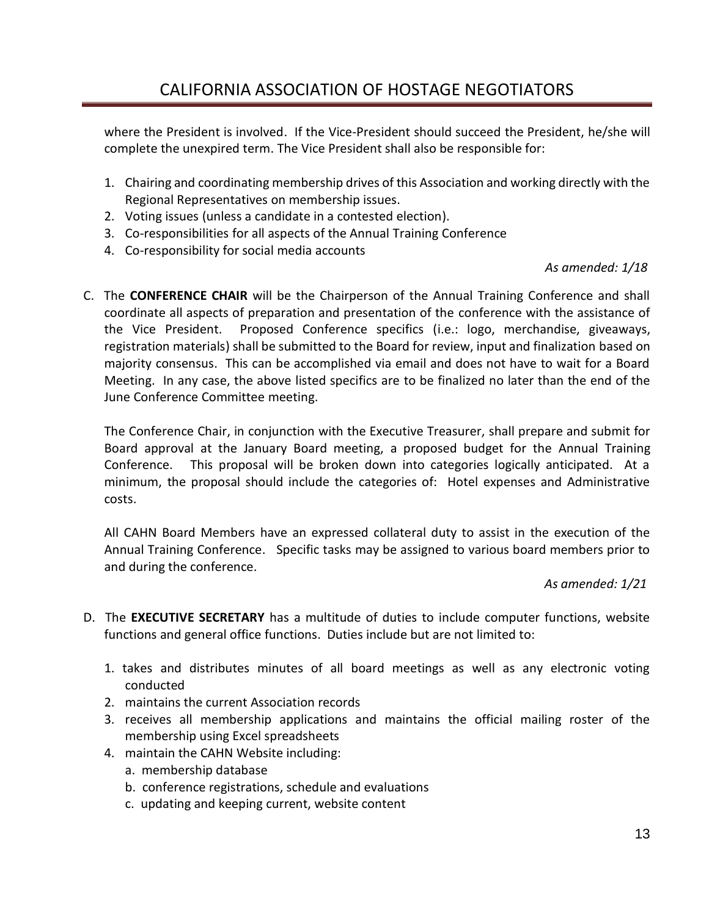where the President is involved. If the Vice-President should succeed the President, he/she will complete the unexpired term. The Vice President shall also be responsible for:

1. Chairing and coordinating membership drives of this Association and working directly with the Regional Representatives on membership issues.
2. Voting issues (unless a candidate in a contested election).
3. Co-responsibilities for all aspects of the Annual Training Conference
4. Co-responsibility for social media accounts

*As amended: 1/18*

C. The **CONFERENCE CHAIR** will be the Chairperson of the Annual Training Conference and shall coordinate all aspects of preparation and presentation of the conference with the assistance of the Vice President. Proposed Conference specifics (i.e.: logo, merchandise, giveaways, registration materials) shall be submitted to the Board for review, input and finalization based on majority consensus. This can be accomplished via email and does not have to wait for a Board Meeting. In any case, the above listed specifics are to be finalized no later than the end of the June Conference Committee meeting.

The Conference Chair, in conjunction with the Executive Treasurer, shall prepare and submit for Board approval at the January Board meeting, a proposed budget for the Annual Training Conference. This proposal will be broken down into categories logically anticipated. At a minimum, the proposal should include the categories of: Hotel expenses and Administrative costs.

All CAHN Board Members have an expressed collateral duty to assist in the execution of the Annual Training Conference. Specific tasks may be assigned to various board members prior to and during the conference.

*As amended: 1/21*

D. The **EXECUTIVE SECRETARY** has a multitude of duties to include computer functions, website functions and general office functions. Duties include but are not limited to:

1. takes and distributes minutes of all board meetings as well as any electronic voting conducted
2. maintains the current Association records
3. receives all membership applications and maintains the official mailing roster of the membership using Excel spreadsheets
4. maintain the CAHN Website including:
   a. membership database
   b. conference registrations, schedule and evaluations
   c. updating and keeping current, website content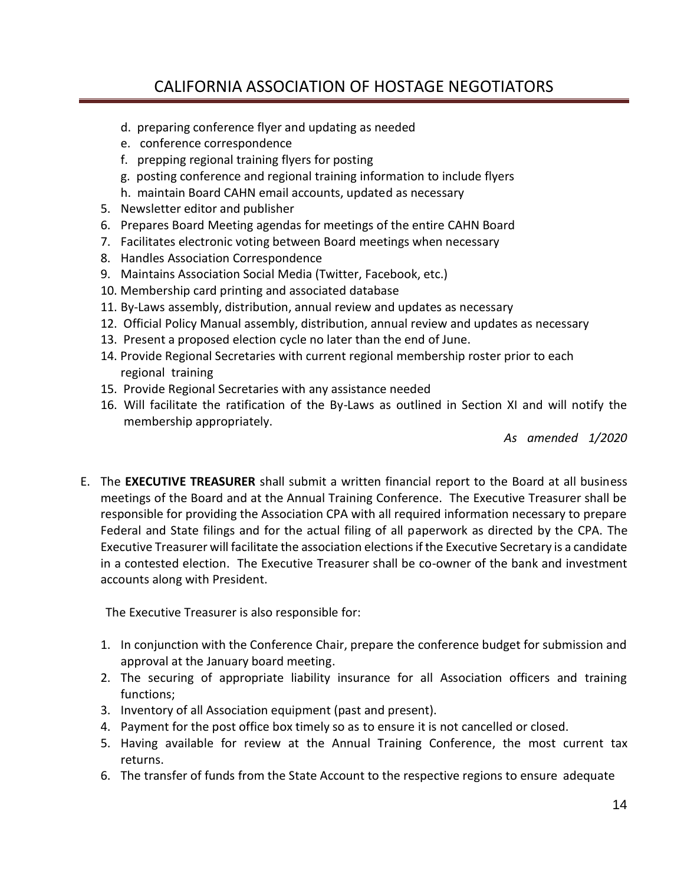d. preparing conference flyer and updating as needed
e. conference correspondence
f. prepping regional training flyers for posting
g. posting conference and regional training information to include flyers
h. maintain Board CAHN email accounts, updated as necessary

5. Newsletter editor and publisher
6. Prepares Board Meeting agendas for meetings of the entire CAHN Board
7. Facilitates electronic voting between Board meetings when necessary
8. Handles Association Correspondence
9. Maintains Association Social Media (Twitter, Facebook, etc.)
10. Membership card printing and associated database
11. By-Laws assembly, distribution, annual review and updates as necessary
12. Official Policy Manual assembly, distribution, annual review and updates as necessary
13. Present a proposed election cycle no later than the end of June.
14. Provide Regional Secretaries with current regional membership roster prior to each regional training
15. Provide Regional Secretaries with any assistance needed
16. Will facilitate the ratification of the By-Laws as outlined in Section XI and will notify the membership appropriately.

*As amended 1/2020*

E. The **EXECUTIVE TREASURER** shall submit a written financial report to the Board at all business meetings of the Board and at the Annual Training Conference. The Executive Treasurer shall be responsible for providing the Association CPA with all required information necessary to prepare Federal and State filings and for the actual filing of all paperwork as directed by the CPA. The Executive Treasurer will facilitate the association elections if the Executive Secretary is a candidate in a contested election. The Executive Treasurer shall be co-owner of the bank and investment accounts along with President.

The Executive Treasurer is also responsible for:

1. In conjunction with the Conference Chair, prepare the conference budget for submission and approval at the January board meeting.
2. The securing of appropriate liability insurance for all Association officers and training functions;
3. Inventory of all Association equipment (past and present).
4. Payment for the post office box timely so as to ensure it is not cancelled or closed.
5. Having available for review at the Annual Training Conference, the most current tax returns.
6. The transfer of funds from the State Account to the respective regions to ensure adequate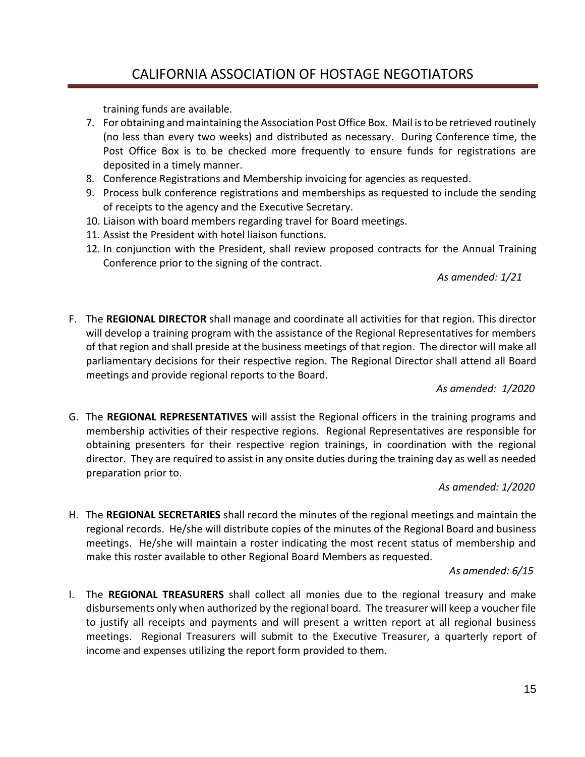training funds are available.

7. For obtaining and maintaining the Association Post Office Box. Mail is to be retrieved routinely (no less than every two weeks) and distributed as necessary. During Conference time, the Post Office Box is to be checked more frequently to ensure funds for registrations are deposited in a timely manner.
8. Conference Registrations and Membership invoicing for agencies as requested.
9. Process bulk conference registrations and memberships as requested to include the sending of receipts to the agency and the Executive Secretary.
10. Liaison with board members regarding travel for Board meetings.
11. Assist the President with hotel liaison functions.
12. In conjunction with the President, shall review proposed contracts for the Annual Training Conference prior to the signing of the contract.

*As amended: 1/21*

F. The **REGIONAL DIRECTOR** shall manage and coordinate all activities for that region. This director will develop a training program with the assistance of the Regional Representatives for members of that region and shall preside at the business meetings of that region. The director will make all parliamentary decisions for their respective region. The Regional Director shall attend all Board meetings and provide regional reports to the Board.

*As amended: 1/2020*

G. The **REGIONAL REPRESENTATIVES** will assist the Regional officers in the training programs and membership activities of their respective regions. Regional Representatives are responsible for obtaining presenters for their respective region trainings, in coordination with the regional director. They are required to assist in any onsite duties during the training day as well as needed preparation prior to.

*As amended: 1/2020*

H. The **REGIONAL SECRETARIES** shall record the minutes of the regional meetings and maintain the regional records. He/she will distribute copies of the minutes of the Regional Board and business meetings. He/she will maintain a roster indicating the most recent status of membership and make this roster available to other Regional Board Members as requested.

*As amended: 6/15*

I. The **REGIONAL TREASURERS** shall collect all monies due to the regional treasury and make disbursements only when authorized by the regional board. The treasurer will keep a voucher file to justify all receipts and payments and will present a written report at all regional business meetings. Regional Treasurers will submit to the Executive Treasurer, a quarterly report of income and expenses utilizing the report form provided to them.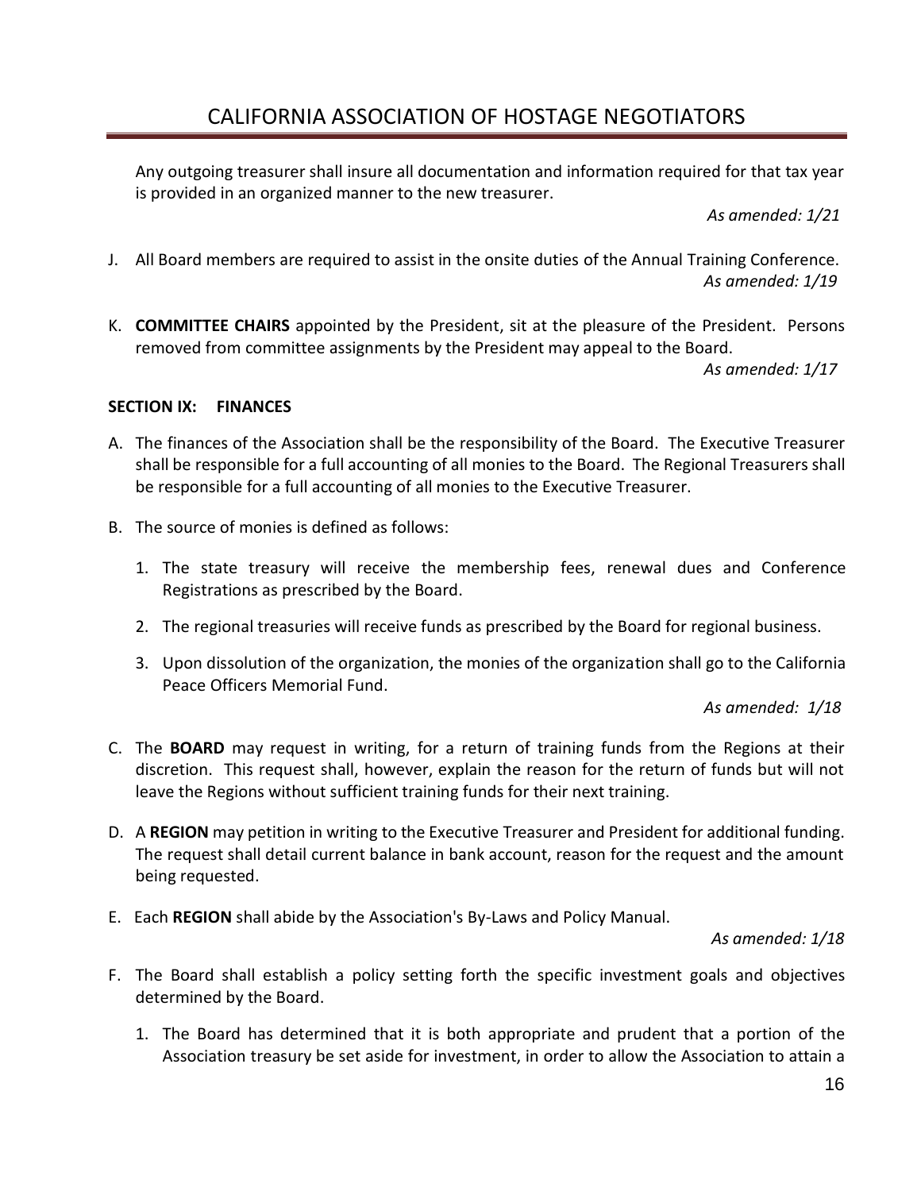Any outgoing treasurer shall insure all documentation and information required for that tax year is provided in an organized manner to the new treasurer.

*As amended: 1/21*

J. All Board members are required to assist in the onsite duties of the Annual Training Conference.

*As amended: 1/19*

K. **COMMITTEE CHAIRS** appointed by the President, sit at the pleasure of the President. Persons removed from committee assignments by the President may appeal to the Board.

*As amended: 1/17*

**SECTION IX: FINANCES**

A. The finances of the Association shall be the responsibility of the Board. The Executive Treasurer shall be responsible for a full accounting of all monies to the Board. The Regional Treasurers shall be responsible for a full accounting of all monies to the Executive Treasurer.

B. The source of monies is defined as follows:

   1. The state treasury will receive the membership fees, renewal dues and Conference Registrations as prescribed by the Board.

   2. The regional treasuries will receive funds as prescribed by the Board for regional business.

   3. Upon dissolution of the organization, the monies of the organization shall go to the California Peace Officers Memorial Fund.

*As amended: 1/18*

C. The **BOARD** may request in writing, for a return of training funds from the Regions at their discretion. This request shall, however, explain the reason for the return of funds but will not leave the Regions without sufficient training funds for their next training.

D. A **REGION** may petition in writing to the Executive Treasurer and President for additional funding. The request shall detail current balance in bank account, reason for the request and the amount being requested.

E. Each **REGION** shall abide by the Association's By-Laws and Policy Manual.

*As amended: 1/18*

F. The Board shall establish a policy setting forth the specific investment goals and objectives determined by the Board.

   1. The Board has determined that it is both appropriate and prudent that a portion of the Association treasury be set aside for investment, in order to allow the Association to attain a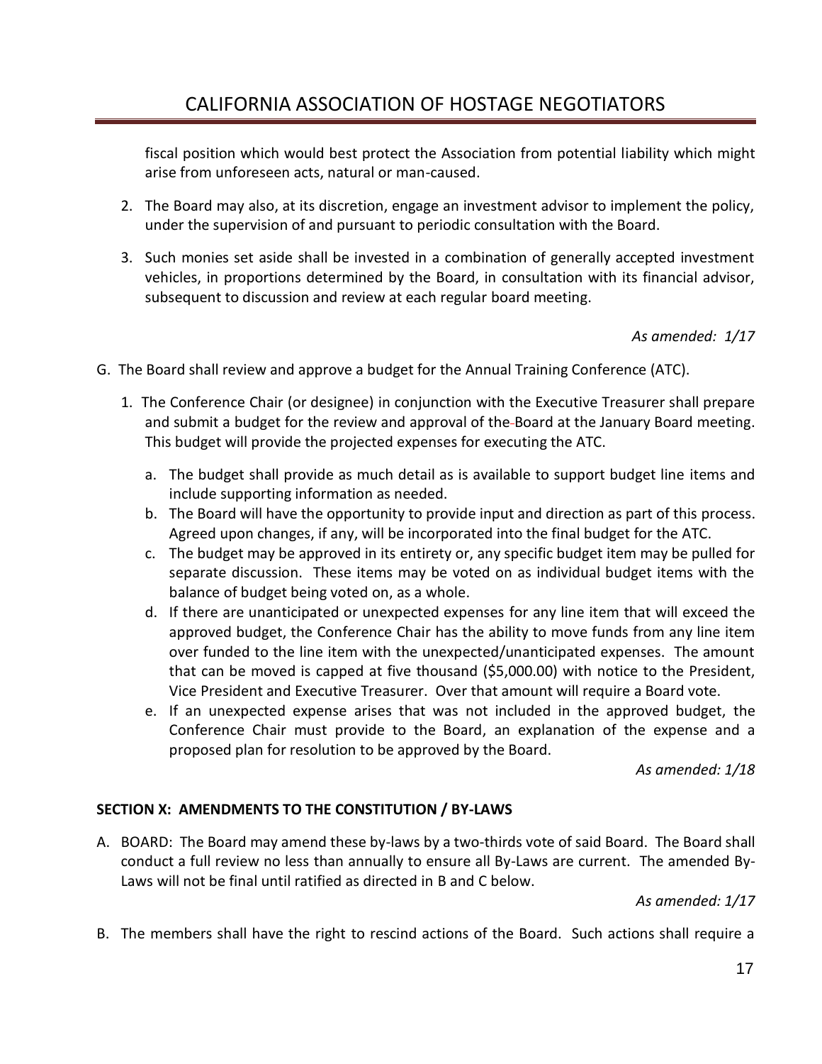fiscal position which would best protect the Association from potential liability which might arise from unforeseen acts, natural or man-caused.

2. The Board may also, at its discretion, engage an investment advisor to implement the policy, under the supervision of and pursuant to periodic consultation with the Board.

3. Such monies set aside shall be invested in a combination of generally accepted investment vehicles, in proportions determined by the Board, in consultation with its financial advisor, subsequent to discussion and review at each regular board meeting.

*As amended: 1/17*

G. The Board shall review and approve a budget for the Annual Training Conference (ATC).

1. The Conference Chair (or designee) in conjunction with the Executive Treasurer shall prepare and submit a budget for the review and approval of the Board at the January Board meeting. This budget will provide the projected expenses for executing the ATC.

   a. The budget shall provide as much detail as is available to support budget line items and include supporting information as needed.
   b. The Board will have the opportunity to provide input and direction as part of this process. Agreed upon changes, if any, will be incorporated into the final budget for the ATC.
   c. The budget may be approved in its entirety or, any specific budget item may be pulled for separate discussion. These items may be voted on as individual budget items with the balance of budget being voted on, as a whole.
   d. If there are unanticipated or unexpected expenses for any line item that will exceed the approved budget, the Conference Chair has the ability to move funds from any line item over funded to the line item with the unexpected/unanticipated expenses. The amount that can be moved is capped at five thousand ($5,000.00) with notice to the President, Vice President and Executive Treasurer. Over that amount will require a Board vote.
   e. If an unexpected expense arises that was not included in the approved budget, the Conference Chair must provide to the Board, an explanation of the expense and a proposed plan for resolution to be approved by the Board.

*As amended: 1/18*

**SECTION X: AMENDMENTS TO THE CONSTITUTION / BY-LAWS**

A. BOARD: The Board may amend these by-laws by a two-thirds vote of said Board. The Board shall conduct a full review no less than annually to ensure all By-Laws are current. The amended By-Laws will not be final until ratified as directed in B and C below.

*As amended: 1/17*

B. The members shall have the right to rescind actions of the Board. Such actions shall require a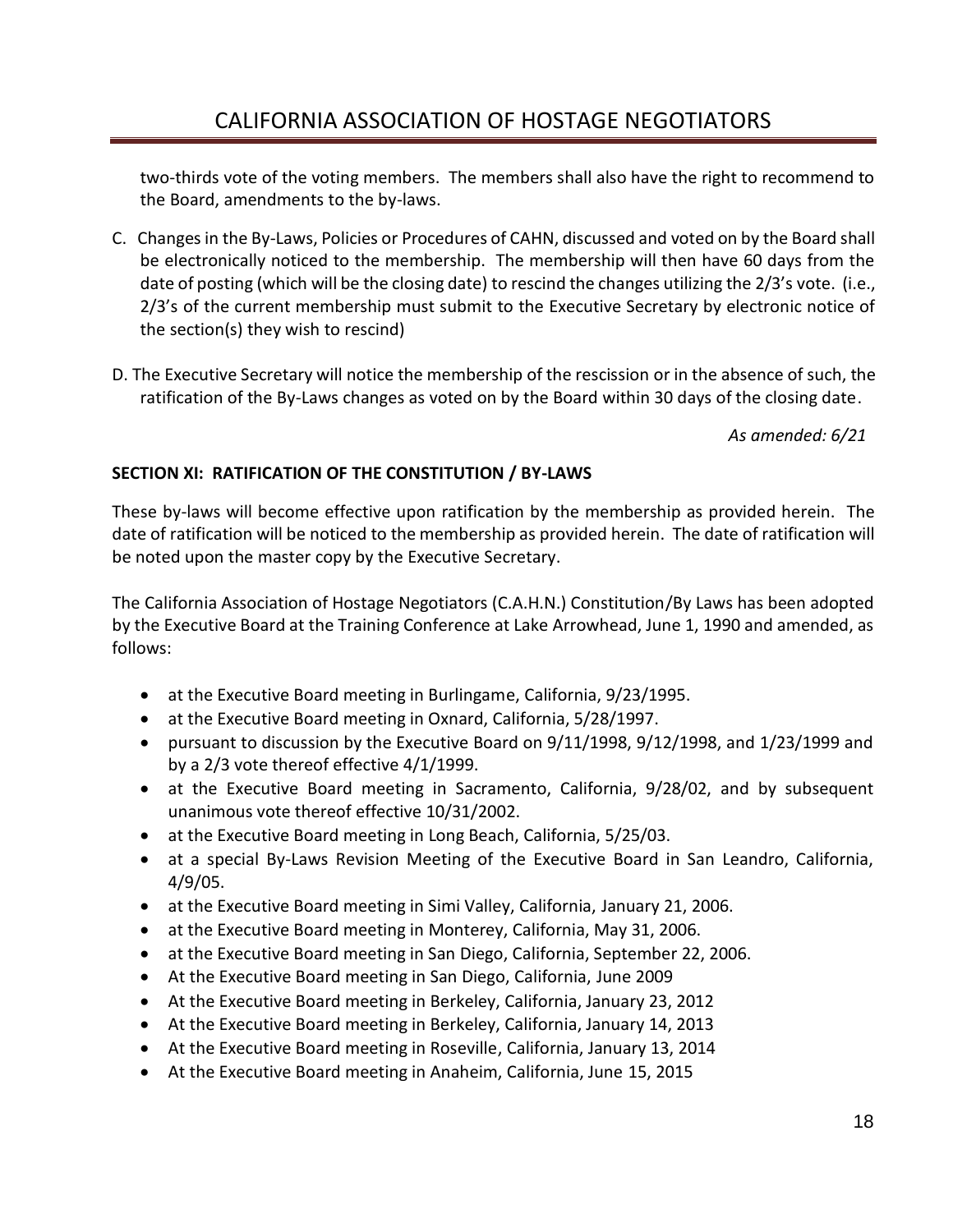two-thirds vote of the voting members. The members shall also have the right to recommend to the Board, amendments to the by-laws.

C. Changes in the By-Laws, Policies or Procedures of CAHN, discussed and voted on by the Board shall be electronically noticed to the membership. The membership will then have 60 days from the date of posting (which will be the closing date) to rescind the changes utilizing the 2/3's vote. (i.e., 2/3's of the current membership must submit to the Executive Secretary by electronic notice of the section(s) they wish to rescind)

D. The Executive Secretary will notice the membership of the rescission or in the absence of such, the ratification of the By-Laws changes as voted on by the Board within 30 days of the closing date.

*As amended: 6/21*

**SECTION XI: RATIFICATION OF THE CONSTITUTION / BY-LAWS**

These by-laws will become effective upon ratification by the membership as provided herein. The date of ratification will be noticed to the membership as provided herein. The date of ratification will be noted upon the master copy by the Executive Secretary.

The California Association of Hostage Negotiators (C.A.H.N.) Constitution/By Laws has been adopted by the Executive Board at the Training Conference at Lake Arrowhead, June 1, 1990 and amended, as follows:

- at the Executive Board meeting in Burlingame, California, 9/23/1995.
- at the Executive Board meeting in Oxnard, California, 5/28/1997.
- pursuant to discussion by the Executive Board on 9/11/1998, 9/12/1998, and 1/23/1999 and by a 2/3 vote thereof effective 4/1/1999.
- at the Executive Board meeting in Sacramento, California, 9/28/02, and by subsequent unanimous vote thereof effective 10/31/2002.
- at the Executive Board meeting in Long Beach, California, 5/25/03.
- at a special By-Laws Revision Meeting of the Executive Board in San Leandro, California, 4/9/05.
- at the Executive Board meeting in Simi Valley, California, January 21, 2006.
- at the Executive Board meeting in Monterey, California, May 31, 2006.
- at the Executive Board meeting in San Diego, California, September 22, 2006.
- At the Executive Board meeting in San Diego, California, June 2009
- At the Executive Board meeting in Berkeley, California, January 23, 2012
- At the Executive Board meeting in Berkeley, California, January 14, 2013
- At the Executive Board meeting in Roseville, California, January 13, 2014
- At the Executive Board meeting in Anaheim, California, June 15, 2015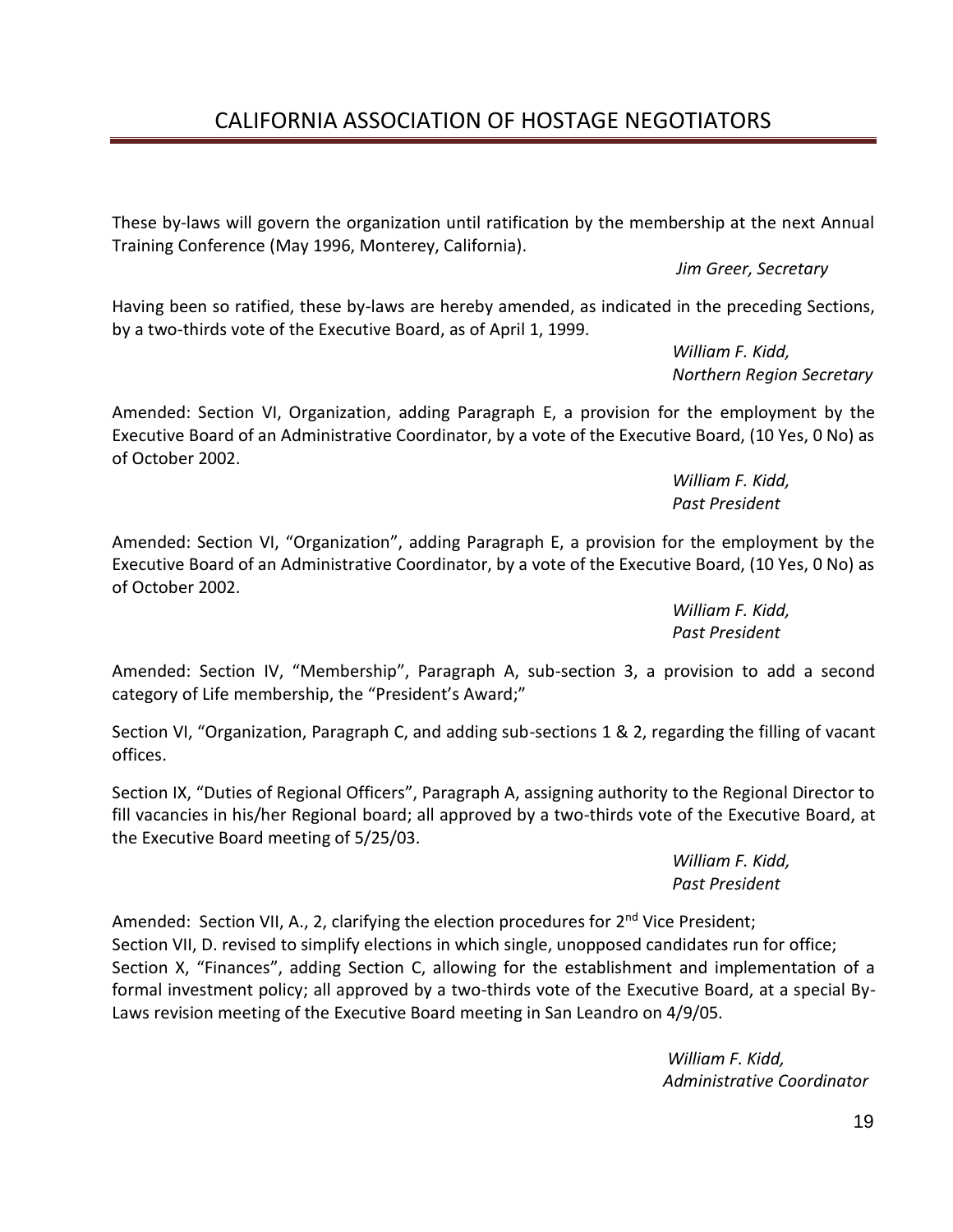# CALIFORNIA ASSOCIATION OF HOSTAGE NEGOTIATORS

These by-laws will govern the organization until ratification by the membership at the next Annual Training Conference (May 1996, Monterey, California).

*Jim Greer, Secretary*

Having been so ratified, these by-laws are hereby amended, as indicated in the preceding Sections, by a two-thirds vote of the Executive Board, as of April 1, 1999.

*William F. Kidd,*
*Northern Region Secretary*

Amended: Section VI, Organization, adding Paragraph E, a provision for the employment by the Executive Board of an Administrative Coordinator, by a vote of the Executive Board, (10 Yes, 0 No) as of October 2002.

*William F. Kidd,*
*Past President*

Amended: Section VI, "Organization", adding Paragraph E, a provision for the employment by the Executive Board of an Administrative Coordinator, by a vote of the Executive Board, (10 Yes, 0 No) as of October 2002.

*William F. Kidd,*
*Past President*

Amended: Section IV, "Membership", Paragraph A, sub-section 3, a provision to add a second category of Life membership, the "President's Award;"

Section VI, "Organization, Paragraph C, and adding sub-sections 1 & 2, regarding the filling of vacant offices.

Section IX, "Duties of Regional Officers", Paragraph A, assigning authority to the Regional Director to fill vacancies in his/her Regional board; all approved by a two-thirds vote of the Executive Board, at the Executive Board meeting of 5/25/03.

*William F. Kidd,*
*Past President*

Amended: Section VII, A., 2, clarifying the election procedures for 2nd Vice President;
Section VII, D. revised to simplify elections in which single, unopposed candidates run for office;
Section X, "Finances", adding Section C, allowing for the establishment and implementation of a formal investment policy; all approved by a two-thirds vote of the Executive Board, at a special By-Laws revision meeting of the Executive Board meeting in San Leandro on 4/9/05.

*William F. Kidd,*
*Administrative Coordinator*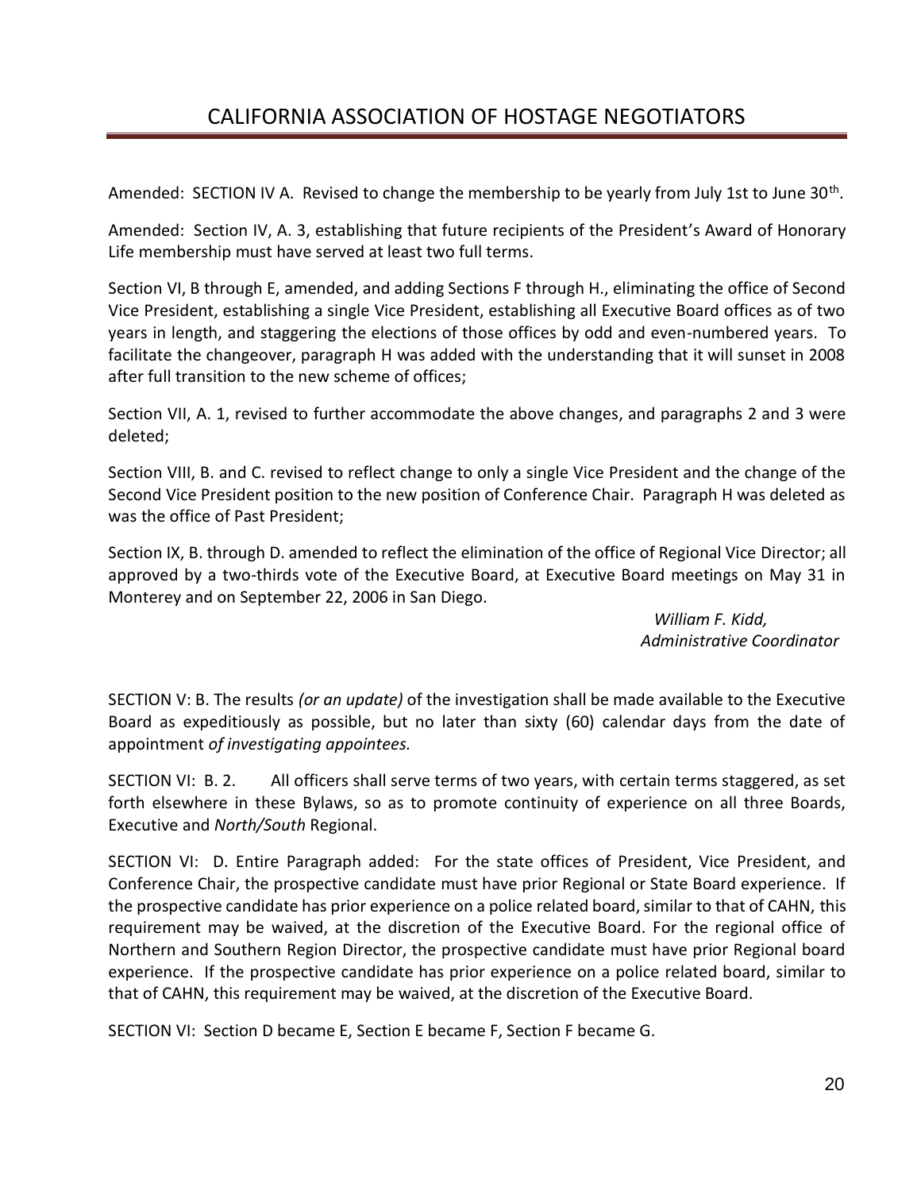# CALIFORNIA ASSOCIATION OF HOSTAGE NEGOTIATORS

Amended: SECTION IV A. Revised to change the membership to be yearly from July 1st to June 30th.

Amended: Section IV, A. 3, establishing that future recipients of the President's Award of Honorary Life membership must have served at least two full terms.

Section VI, B through E, amended, and adding Sections F through H., eliminating the office of Second Vice President, establishing a single Vice President, establishing all Executive Board offices as of two years in length, and staggering the elections of those offices by odd and even-numbered years. To facilitate the changeover, paragraph H was added with the understanding that it will sunset in 2008 after full transition to the new scheme of offices;

Section VII, A. 1, revised to further accommodate the above changes, and paragraphs 2 and 3 were deleted;

Section VIII, B. and C. revised to reflect change to only a single Vice President and the change of the Second Vice President position to the new position of Conference Chair. Paragraph H was deleted as was the office of Past President;

Section IX, B. through D. amended to reflect the elimination of the office of Regional Vice Director; all approved by a two-thirds vote of the Executive Board, at Executive Board meetings on May 31 in Monterey and on September 22, 2006 in San Diego.

*William F. Kidd,*
*Administrative Coordinator*

SECTION V: B. The results *(or an update)* of the investigation shall be made available to the Executive Board as expeditiously as possible, but no later than sixty (60) calendar days from the date of appointment *of investigating appointees.*

SECTION VI: B. 2. All officers shall serve terms of two years, with certain terms staggered, as set forth elsewhere in these Bylaws, so as to promote continuity of experience on all three Boards, Executive and *North/South* Regional.

SECTION VI: D. Entire Paragraph added: For the state offices of President, Vice President, and Conference Chair, the prospective candidate must have prior Regional or State Board experience. If the prospective candidate has prior experience on a police related board, similar to that of CAHN, this requirement may be waived, at the discretion of the Executive Board. For the regional office of Northern and Southern Region Director, the prospective candidate must have prior Regional board experience. If the prospective candidate has prior experience on a police related board, similar to that of CAHN, this requirement may be waived, at the discretion of the Executive Board.

SECTION VI: Section D became E, Section E became F, Section F became G.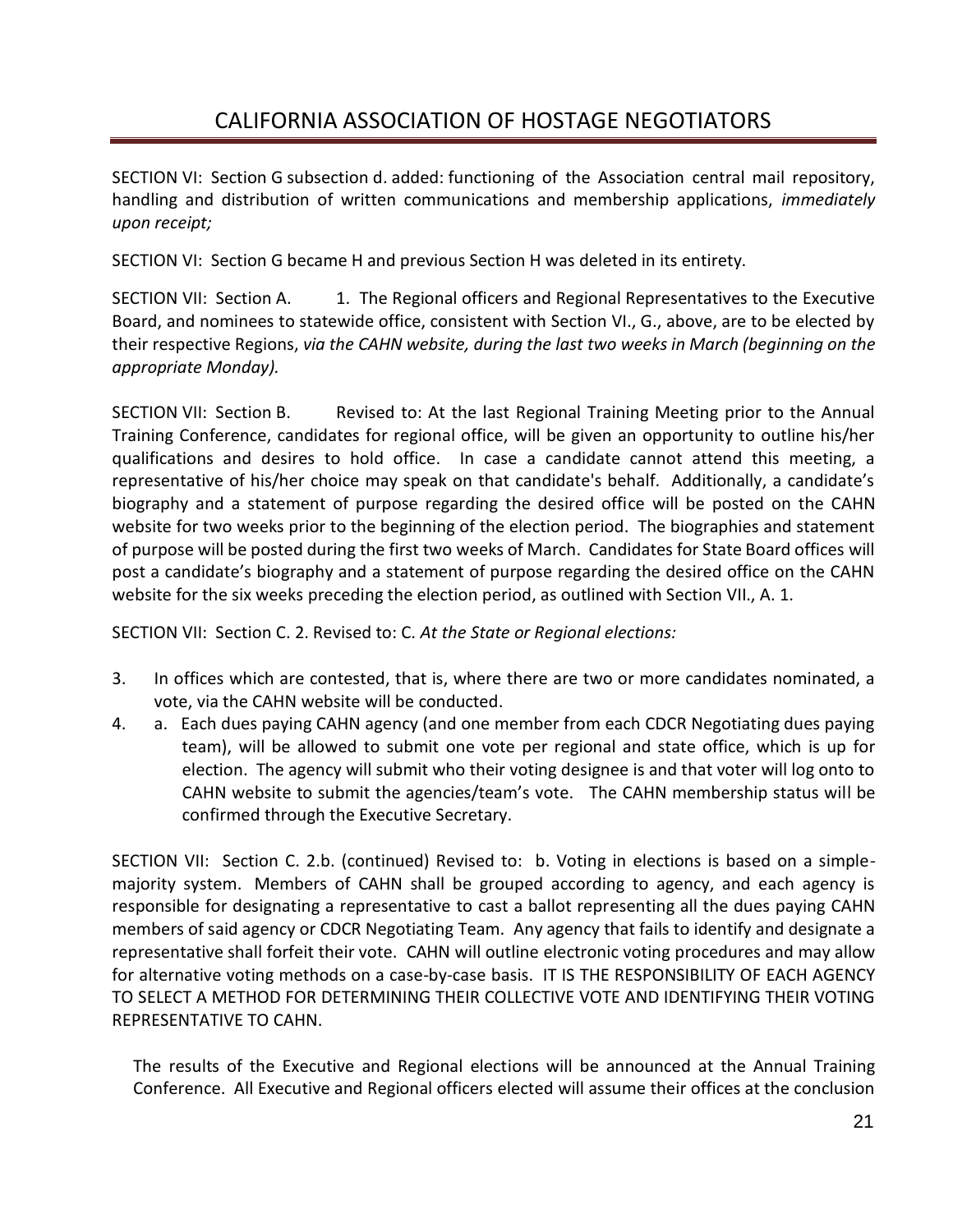SECTION VI: Section G subsection d. added: functioning of the Association central mail repository, handling and distribution of written communications and membership applications, *immediately upon receipt;*

SECTION VI: Section G became H and previous Section H was deleted in its entirety.

SECTION VII: Section A. 1. The Regional officers and Regional Representatives to the Executive Board, and nominees to statewide office, consistent with Section VI., G., above, are to be elected by their respective Regions, *via the CAHN website, during the last two weeks in March (beginning on the appropriate Monday).*

SECTION VII: Section B. Revised to: At the last Regional Training Meeting prior to the Annual Training Conference, candidates for regional office, will be given an opportunity to outline his/her qualifications and desires to hold office. In case a candidate cannot attend this meeting, a representative of his/her choice may speak on that candidate's behalf. Additionally, a candidate's biography and a statement of purpose regarding the desired office will be posted on the CAHN website for two weeks prior to the beginning of the election period. The biographies and statement of purpose will be posted during the first two weeks of March. Candidates for State Board offices will post a candidate's biography and a statement of purpose regarding the desired office on the CAHN website for the six weeks preceding the election period, as outlined with Section VII., A. 1.

SECTION VII: Section C. 2. Revised to: C. *At the State or Regional elections:*

3. In offices which are contested, that is, where there are two or more candidates nominated, a vote, via the CAHN website will be conducted.
4. a. Each dues paying CAHN agency (and one member from each CDCR Negotiating dues paying team), will be allowed to submit one vote per regional and state office, which is up for election. The agency will submit who their voting designee is and that voter will log onto to CAHN website to submit the agencies/team's vote. The CAHN membership status will be confirmed through the Executive Secretary.

SECTION VII: Section C. 2.b. (continued) Revised to: b. Voting in elections is based on a simple-majority system. Members of CAHN shall be grouped according to agency, and each agency is responsible for designating a representative to cast a ballot representing all the dues paying CAHN members of said agency or CDCR Negotiating Team. Any agency that fails to identify and designate a representative shall forfeit their vote. CAHN will outline electronic voting procedures and may allow for alternative voting methods on a case-by-case basis. IT IS THE RESPONSIBILITY OF EACH AGENCY TO SELECT A METHOD FOR DETERMINING THEIR COLLECTIVE VOTE AND IDENTIFYING THEIR VOTING REPRESENTATIVE TO CAHN.

The results of the Executive and Regional elections will be announced at the Annual Training Conference. All Executive and Regional officers elected will assume their offices at the conclusion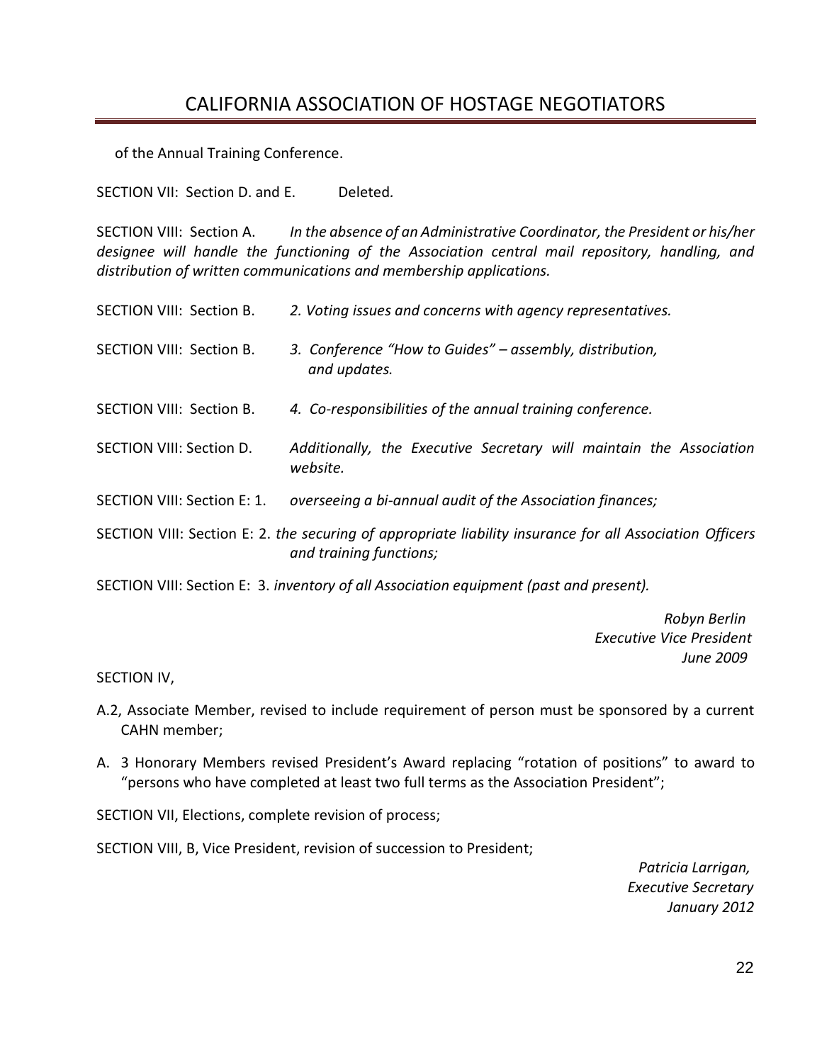of the Annual Training Conference.

SECTION VII: Section D. and E. Deleted.

SECTION VIII: Section A. *In the absence of an Administrative Coordinator, the President or his/her designee will handle the functioning of the Association central mail repository, handling, and distribution of written communications and membership applications.*

SECTION VIII: Section B. *2. Voting issues and concerns with agency representatives.*

SECTION VIII: Section B. *3. Conference "How to Guides" – assembly, distribution, and updates.*

SECTION VIII: Section B. *4. Co-responsibilities of the annual training conference.*

SECTION VIII: Section D. *Additionally, the Executive Secretary will maintain the Association website.*

SECTION VIII: Section E: 1. *overseeing a bi-annual audit of the Association finances;*

SECTION VIII: Section E: 2. *the securing of appropriate liability insurance for all Association Officers and training functions;*

SECTION VIII: Section E: 3. *inventory of all Association equipment (past and present).*

*Robyn Berlin*
*Executive Vice President*
*June 2009*

SECTION IV,

A.2, Associate Member, revised to include requirement of person must be sponsored by a current CAHN member;

A. 3 Honorary Members revised President's Award replacing "rotation of positions" to award to "persons who have completed at least two full terms as the Association President";

SECTION VII, Elections, complete revision of process;

SECTION VIII, B, Vice President, revision of succession to President;

*Patricia Larrigan,*
*Executive Secretary*
*January 2012*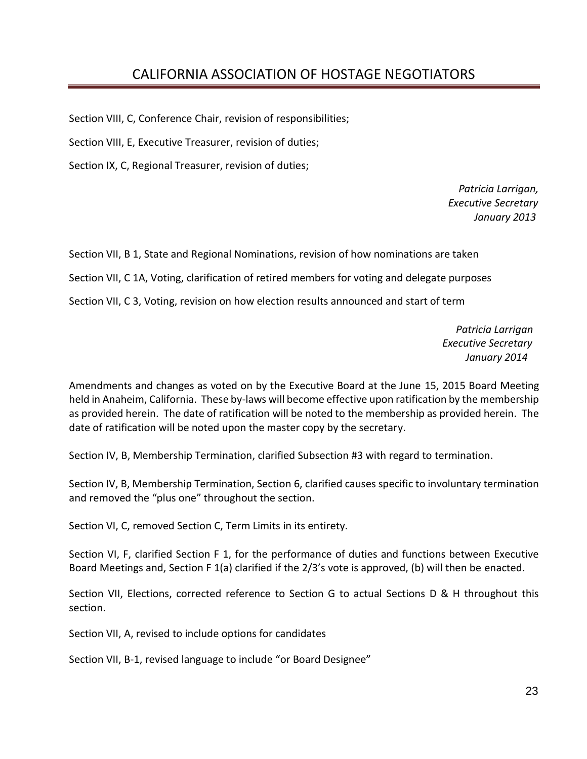Section VIII, C, Conference Chair, revision of responsibilities;

Section VIII, E, Executive Treasurer, revision of duties;

Section IX, C, Regional Treasurer, revision of duties;

*Patricia Larrigan,*
*Executive Secretary*
*January 2013*

Section VII, B 1, State and Regional Nominations, revision of how nominations are taken

Section VII, C 1A, Voting, clarification of retired members for voting and delegate purposes

Section VII, C 3, Voting, revision on how election results announced and start of term

*Patricia Larrigan*
*Executive Secretary*
*January 2014*

Amendments and changes as voted on by the Executive Board at the June 15, 2015 Board Meeting held in Anaheim, California. These by-laws will become effective upon ratification by the membership as provided herein. The date of ratification will be noted to the membership as provided herein. The date of ratification will be noted upon the master copy by the secretary.

Section IV, B, Membership Termination, clarified Subsection #3 with regard to termination.

Section IV, B, Membership Termination, Section 6, clarified causes specific to involuntary termination and removed the "plus one" throughout the section.

Section VI, C, removed Section C, Term Limits in its entirety.

Section VI, F, clarified Section F 1, for the performance of duties and functions between Executive Board Meetings and, Section F 1(a) clarified if the 2/3's vote is approved, (b) will then be enacted.

Section VII, Elections, corrected reference to Section G to actual Sections D & H throughout this section.

Section VII, A, revised to include options for candidates

Section VII, B-1, revised language to include "or Board Designee"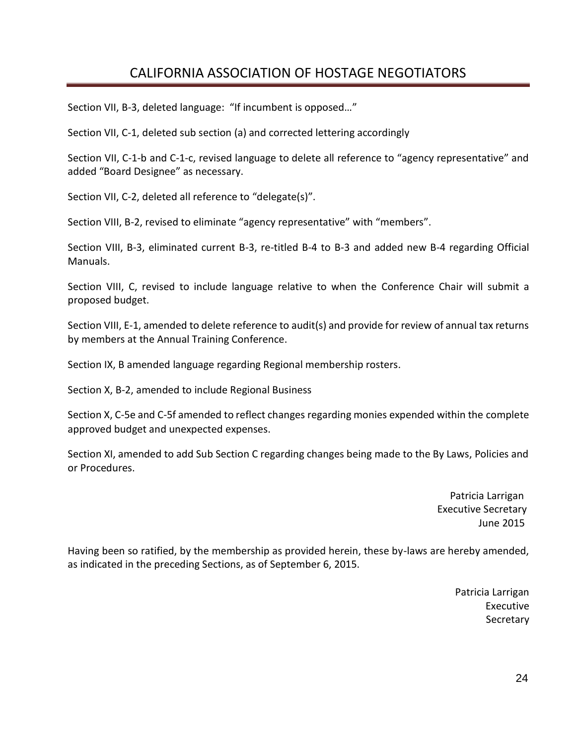Section VII, B-3, deleted language: "If incumbent is opposed…"

Section VII, C-1, deleted sub section (a) and corrected lettering accordingly

Section VII, C-1-b and C-1-c, revised language to delete all reference to "agency representative" and added "Board Designee" as necessary.

Section VII, C-2, deleted all reference to "delegate(s)".

Section VIII, B-2, revised to eliminate "agency representative" with "members".

Section VIII, B-3, eliminated current B-3, re-titled B-4 to B-3 and added new B-4 regarding Official Manuals.

Section VIII, C, revised to include language relative to when the Conference Chair will submit a proposed budget.

Section VIII, E-1, amended to delete reference to audit(s) and provide for review of annual tax returns by members at the Annual Training Conference.

Section IX, B amended language regarding Regional membership rosters.

Section X, B-2, amended to include Regional Business

Section X, C-5e and C-5f amended to reflect changes regarding monies expended within the complete approved budget and unexpected expenses.

Section XI, amended to add Sub Section C regarding changes being made to the By Laws, Policies and or Procedures.

Patricia Larrigan
Executive Secretary
June 2015

Having been so ratified, by the membership as provided herein, these by-laws are hereby amended, as indicated in the preceding Sections, as of September 6, 2015.

Patricia Larrigan
Executive
Secretary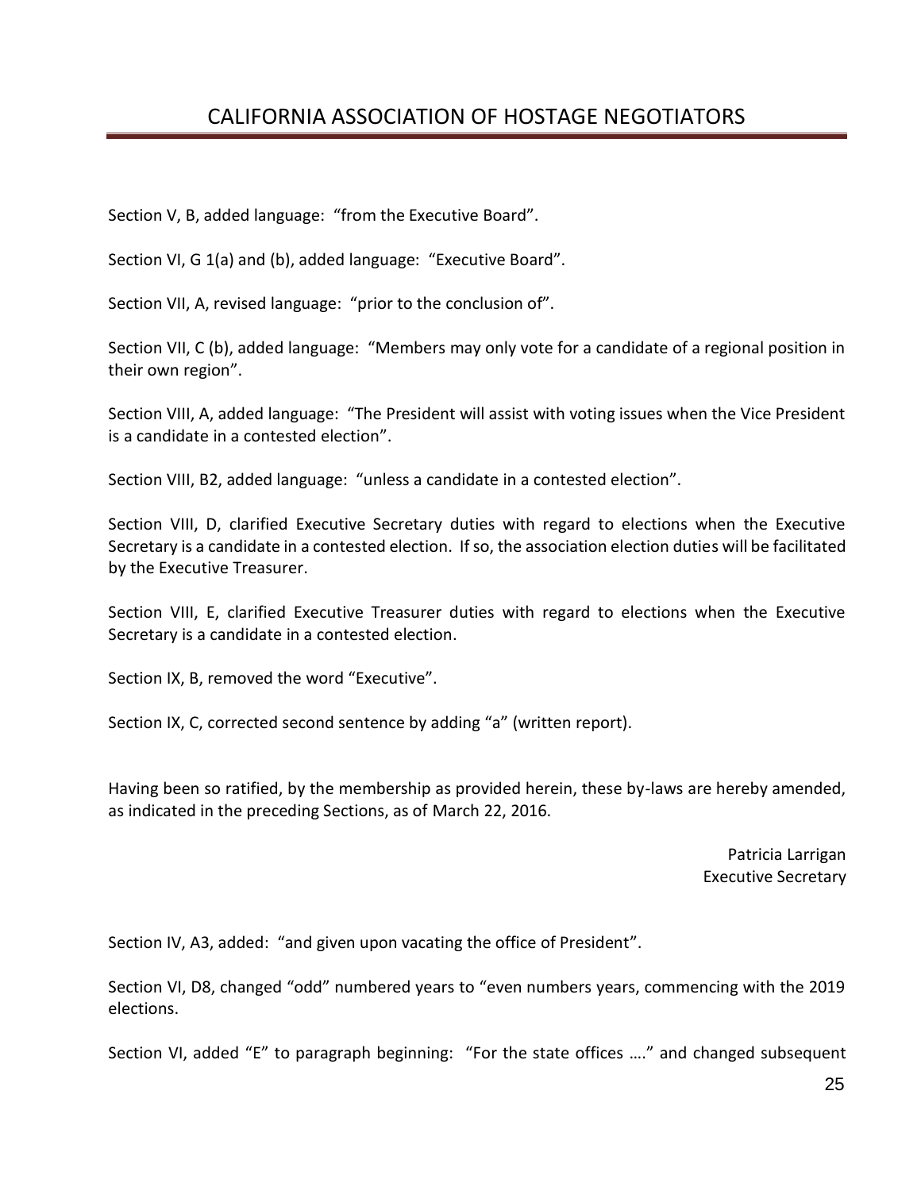Section V, B, added language: “from the Executive Board”.

Section VI, G 1(a) and (b), added language: “Executive Board”.

Section VII, A, revised language: “prior to the conclusion of”.

Section VII, C (b), added language: “Members may only vote for a candidate of a regional position in their own region”.

Section VIII, A, added language: “The President will assist with voting issues when the Vice President is a candidate in a contested election”.

Section VIII, B2, added language: “unless a candidate in a contested election”.

Section VIII, D, clarified Executive Secretary duties with regard to elections when the Executive Secretary is a candidate in a contested election. If so, the association election duties will be facilitated by the Executive Treasurer.

Section VIII, E, clarified Executive Treasurer duties with regard to elections when the Executive Secretary is a candidate in a contested election.

Section IX, B, removed the word “Executive”.

Section IX, C, corrected second sentence by adding “a” (written report).

Having been so ratified, by the membership as provided herein, these by-laws are hereby amended, as indicated in the preceding Sections, as of March 22, 2016.

Patricia Larrigan
Executive Secretary

Section IV, A3, added: “and given upon vacating the office of President”.

Section VI, D8, changed “odd” numbered years to “even numbers years, commencing with the 2019 elections.

Section VI, added “E” to paragraph beginning: “For the state offices ….” and changed subsequent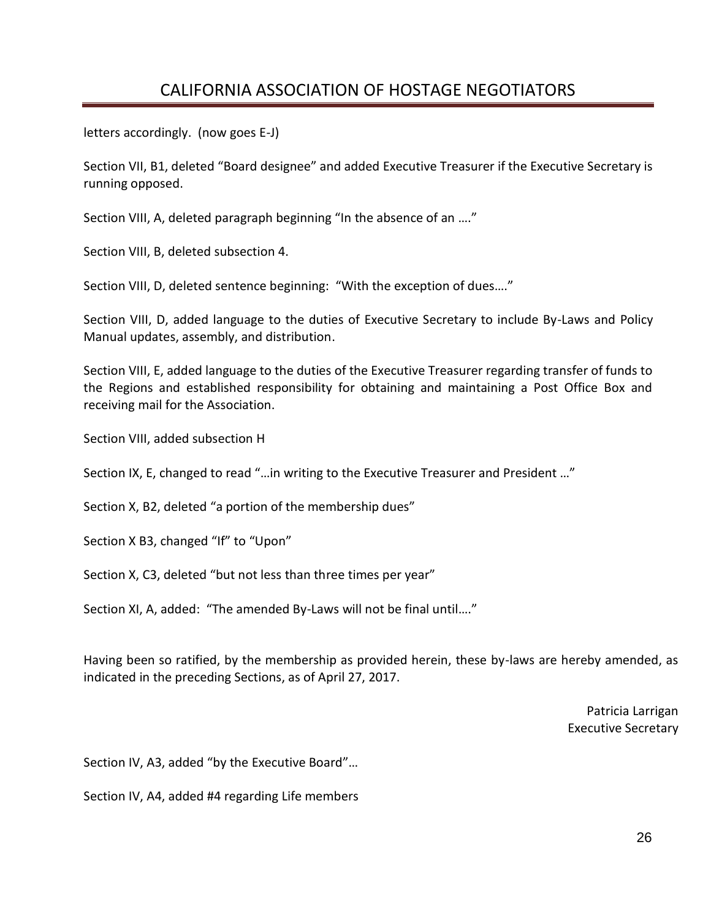letters accordingly. (now goes E-J)

Section VII, B1, deleted "Board designee" and added Executive Treasurer if the Executive Secretary is running opposed.

Section VIII, A, deleted paragraph beginning "In the absence of an …."

Section VIII, B, deleted subsection 4.

Section VIII, D, deleted sentence beginning: "With the exception of dues…."

Section VIII, D, added language to the duties of Executive Secretary to include By-Laws and Policy Manual updates, assembly, and distribution.

Section VIII, E, added language to the duties of the Executive Treasurer regarding transfer of funds to the Regions and established responsibility for obtaining and maintaining a Post Office Box and receiving mail for the Association.

Section VIII, added subsection H

Section IX, E, changed to read "…in writing to the Executive Treasurer and President …"

Section X, B2, deleted "a portion of the membership dues"

Section X B3, changed "If" to "Upon"

Section X, C3, deleted "but not less than three times per year"

Section XI, A, added: "The amended By-Laws will not be final until…."

Having been so ratified, by the membership as provided herein, these by-laws are hereby amended, as indicated in the preceding Sections, as of April 27, 2017.

Patricia Larrigan
Executive Secretary

Section IV, A3, added "by the Executive Board"…

Section IV, A4, added #4 regarding Life members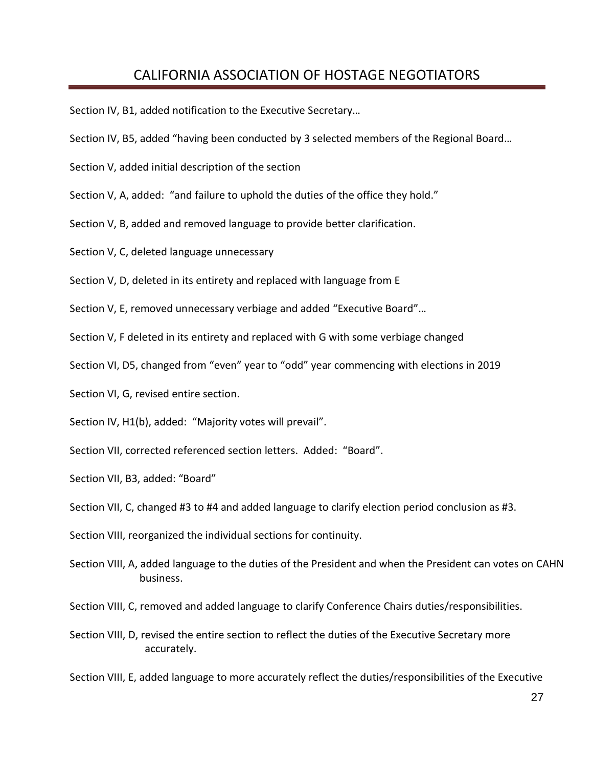Section IV, B1, added notification to the Executive Secretary…

Section IV, B5, added "having been conducted by 3 selected members of the Regional Board…

Section V, added initial description of the section

Section V, A, added: "and failure to uphold the duties of the office they hold."

Section V, B, added and removed language to provide better clarification.

Section V, C, deleted language unnecessary

Section V, D, deleted in its entirety and replaced with language from E

Section V, E, removed unnecessary verbiage and added "Executive Board"…

Section V, F deleted in its entirety and replaced with G with some verbiage changed

Section VI, D5, changed from "even" year to "odd" year commencing with elections in 2019

Section VI, G, revised entire section.

Section IV, H1(b), added: "Majority votes will prevail".

Section VII, corrected referenced section letters. Added: "Board".

Section VII, B3, added: "Board"

Section VII, C, changed #3 to #4 and added language to clarify election period conclusion as #3.

Section VIII, reorganized the individual sections for continuity.

Section VIII, A, added language to the duties of the President and when the President can votes on CAHN business.

Section VIII, C, removed and added language to clarify Conference Chairs duties/responsibilities.

Section VIII, D, revised the entire section to reflect the duties of the Executive Secretary more accurately.

Section VIII, E, added language to more accurately reflect the duties/responsibilities of the Executive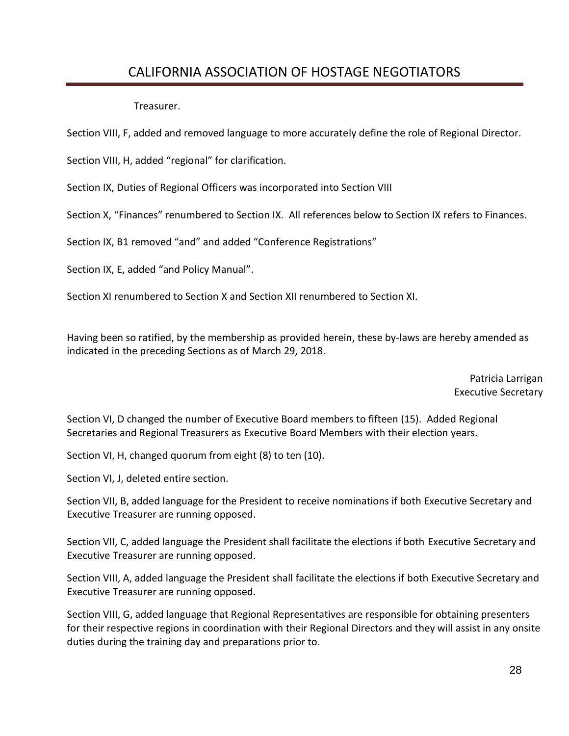Treasurer.

Section VIII, F, added and removed language to more accurately define the role of Regional Director.

Section VIII, H, added "regional" for clarification.

Section IX, Duties of Regional Officers was incorporated into Section VIII

Section X, "Finances" renumbered to Section IX. All references below to Section IX refers to Finances.

Section IX, B1 removed "and" and added "Conference Registrations"

Section IX, E, added "and Policy Manual".

Section XI renumbered to Section X and Section XII renumbered to Section XI.

Having been so ratified, by the membership as provided herein, these by-laws are hereby amended as indicated in the preceding Sections as of March 29, 2018.

Patricia Larrigan
Executive Secretary

Section VI, D changed the number of Executive Board members to fifteen (15). Added Regional Secretaries and Regional Treasurers as Executive Board Members with their election years.

Section VI, H, changed quorum from eight (8) to ten (10).

Section VI, J, deleted entire section.

Section VII, B, added language for the President to receive nominations if both Executive Secretary and Executive Treasurer are running opposed.

Section VII, C, added language the President shall facilitate the elections if both Executive Secretary and Executive Treasurer are running opposed.

Section VIII, A, added language the President shall facilitate the elections if both Executive Secretary and Executive Treasurer are running opposed.

Section VIII, G, added language that Regional Representatives are responsible for obtaining presenters for their respective regions in coordination with their Regional Directors and they will assist in any onsite duties during the training day and preparations prior to.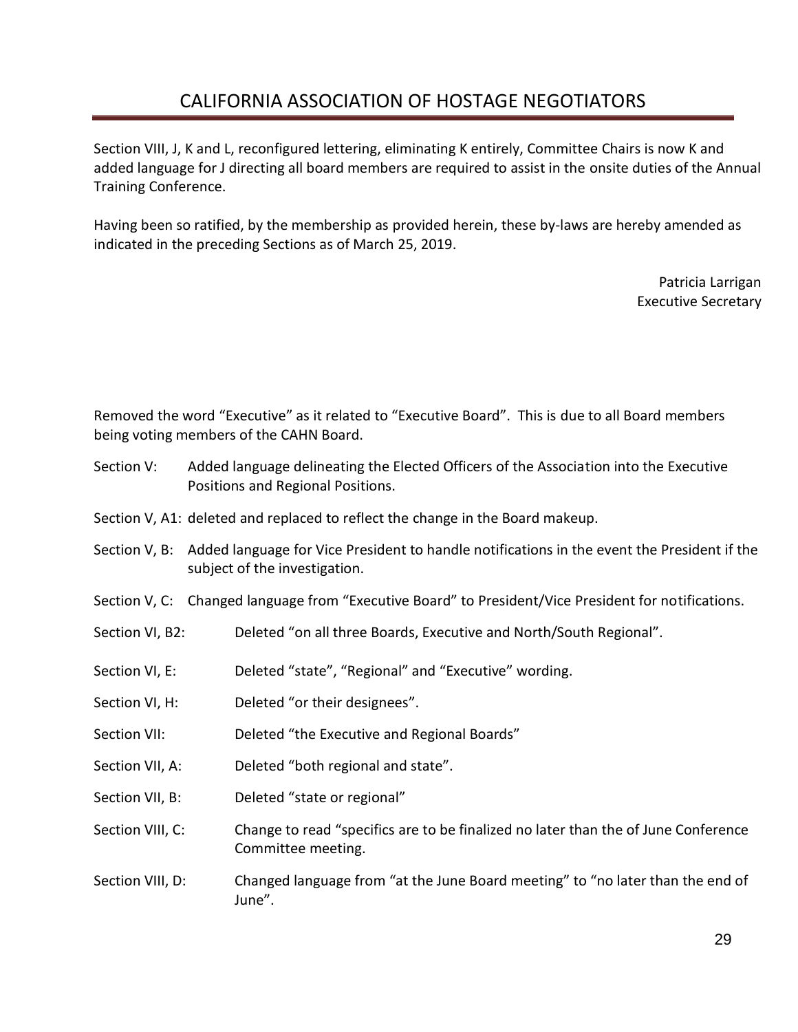Section VIII, J, K and L, reconfigured lettering, eliminating K entirely, Committee Chairs is now K and added language for J directing all board members are required to assist in the onsite duties of the Annual Training Conference.

Having been so ratified, by the membership as provided herein, these by-laws are hereby amended as indicated in the preceding Sections as of March 25, 2019.

Patricia Larrigan
Executive Secretary

Removed the word "Executive" as it related to "Executive Board". This is due to all Board members being voting members of the CAHN Board.

Section V: Added language delineating the Elected Officers of the Association into the Executive Positions and Regional Positions.

Section V, A1: deleted and replaced to reflect the change in the Board makeup.

Section V, B: Added language for Vice President to handle notifications in the event the President if the subject of the investigation.

Section V, C: Changed language from "Executive Board" to President/Vice President for notifications.

Section VI, B2: Deleted "on all three Boards, Executive and North/South Regional".

Section VI, E: Deleted "state", "Regional" and "Executive" wording.

Section VI, H: Deleted "or their designees".

Section VII: Deleted "the Executive and Regional Boards"

Section VII, A: Deleted "both regional and state".

Section VII, B: Deleted "state or regional"

Section VIII, C: Change to read "specifics are to be finalized no later than the of June Conference Committee meeting.

Section VIII, D: Changed language from "at the June Board meeting" to "no later than the end of June".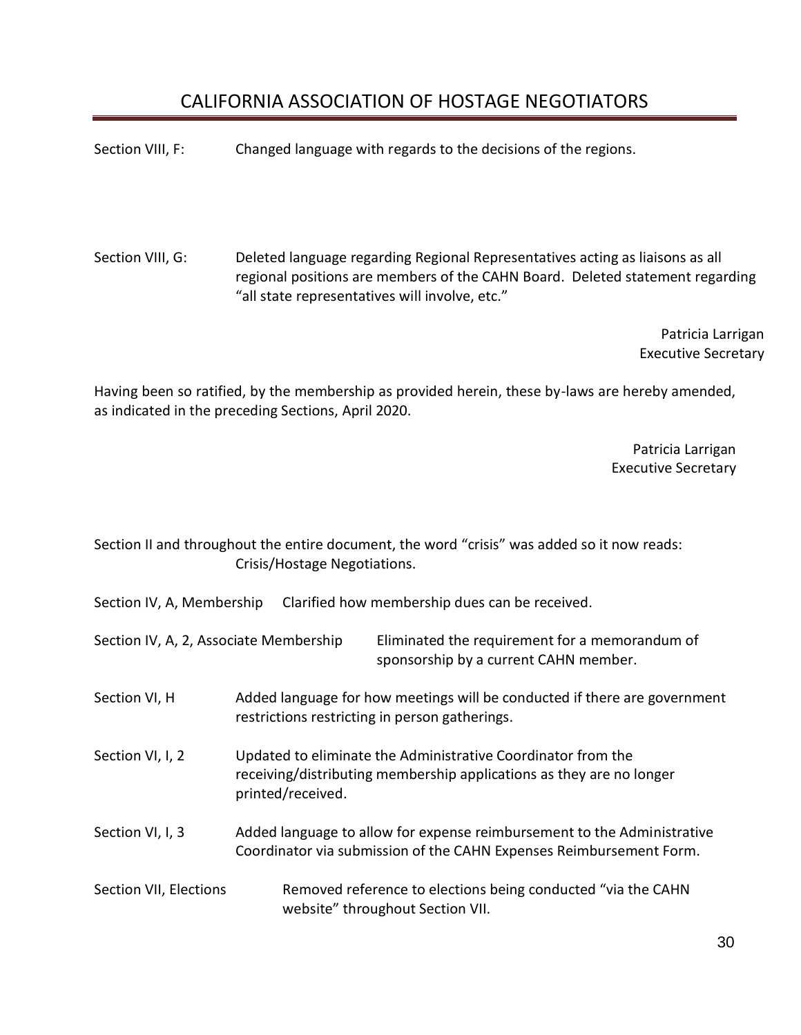Section VIII, F: Changed language with regards to the decisions of the regions.

Section VIII, G: Deleted language regarding Regional Representatives acting as liaisons as all regional positions are members of the CAHN Board. Deleted statement regarding "all state representatives will involve, etc."

Patricia Larrigan
Executive Secretary

Having been so ratified, by the membership as provided herein, these by-laws are hereby amended, as indicated in the preceding Sections, April 2020.

Patricia Larrigan
Executive Secretary

Section II and throughout the entire document, the word "crisis" was added so it now reads: Crisis/Hostage Negotiations.

Section IV, A, Membership Clarified how membership dues can be received.

Section IV, A, 2, Associate Membership Eliminated the requirement for a memorandum of sponsorship by a current CAHN member.

Section VI, H Added language for how meetings will be conducted if there are government restrictions restricting in person gatherings.

Section VI, I, 2 Updated to eliminate the Administrative Coordinator from the receiving/distributing membership applications as they are no longer printed/received.

Section VI, I, 3 Added language to allow for expense reimbursement to the Administrative Coordinator via submission of the CAHN Expenses Reimbursement Form.

Section VII, Elections Removed reference to elections being conducted "via the CAHN website" throughout Section VII.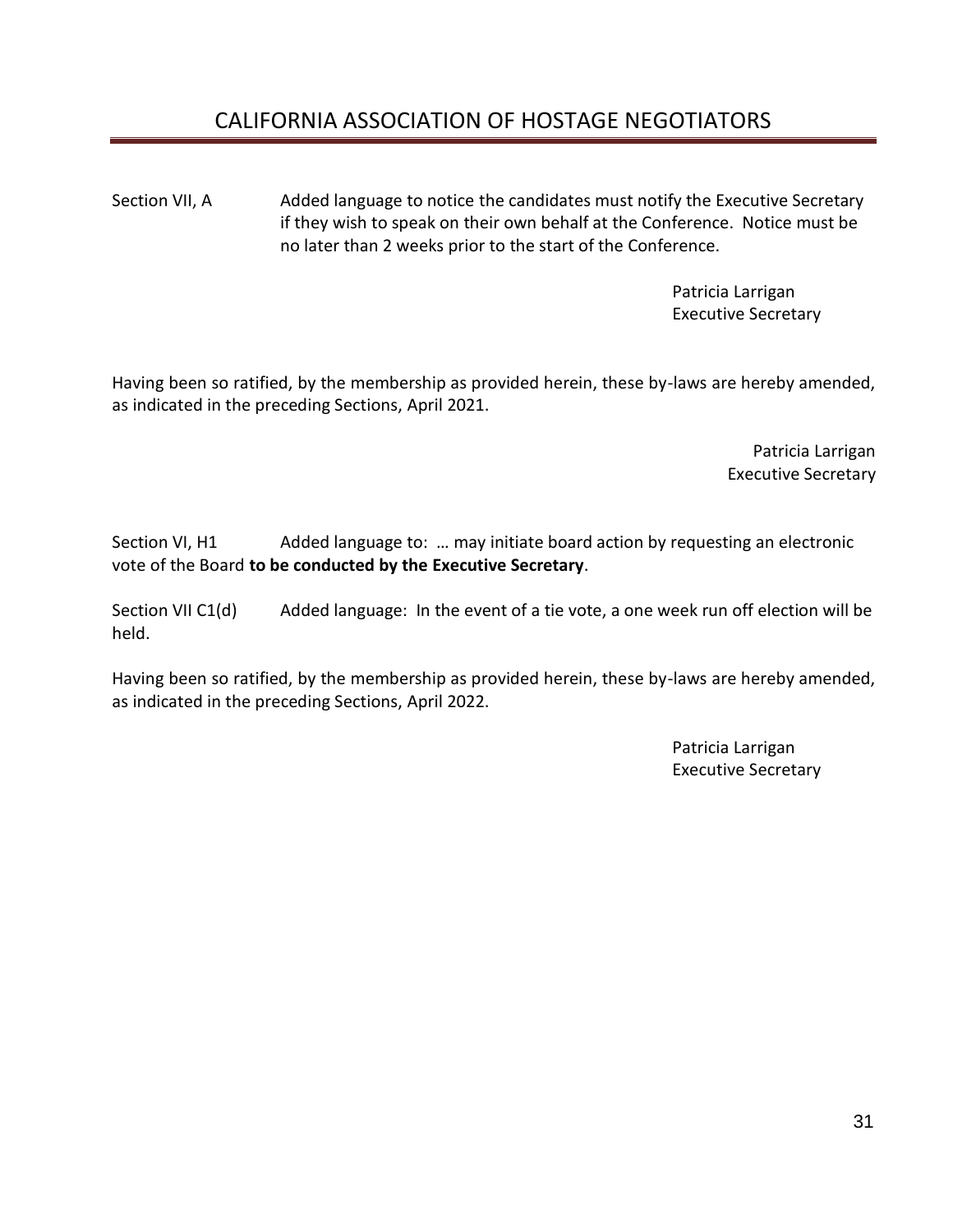Section VII, A Added language to notice the candidates must notify the Executive Secretary if they wish to speak on their own behalf at the Conference. Notice must be no later than 2 weeks prior to the start of the Conference.

Patricia Larrigan
Executive Secretary

Having been so ratified, by the membership as provided herein, these by-laws are hereby amended, as indicated in the preceding Sections, April 2021.

Patricia Larrigan
Executive Secretary

Section VI, H1 Added language to: … may initiate board action by requesting an electronic vote of the Board **to be conducted by the Executive Secretary**.

Section VII C1(d) Added language: In the event of a tie vote, a one week run off election will be held.

Having been so ratified, by the membership as provided herein, these by-laws are hereby amended, as indicated in the preceding Sections, April 2022.

Patricia Larrigan
Executive Secretary